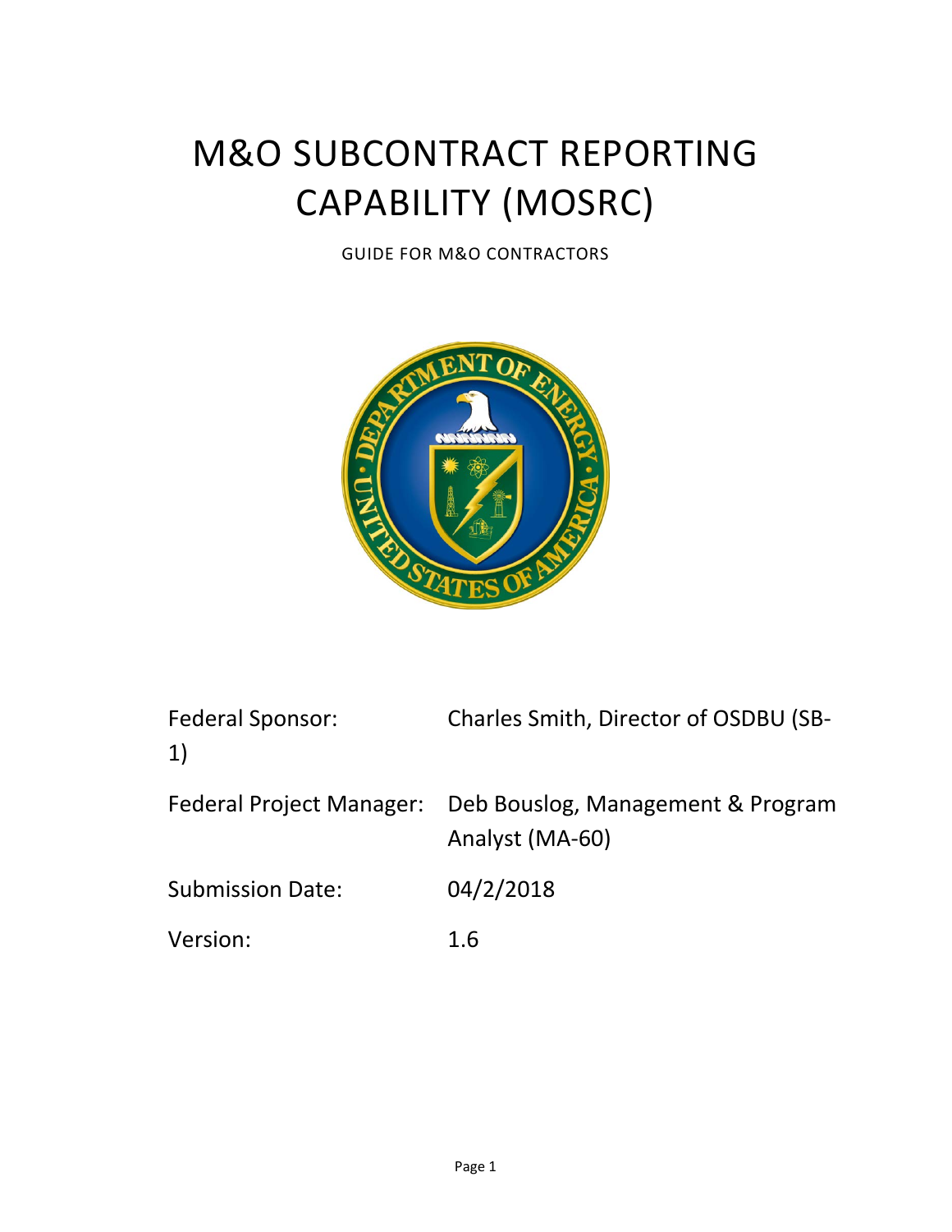# M&O SUBCONTRACT REPORTING CAPABILITY (MOSRC)

GUIDE FOR M&O CONTRACTORS

| | |
|---|---|
| Federal Sponsor: | Charles Smith, Director of OSDBU (SB-1) |
| Federal Project Manager: | Deb Bouslog, Management & Program Analyst (MA-60) |
| Submission Date: | 04/2/2018 |
| Version: | 1.6 |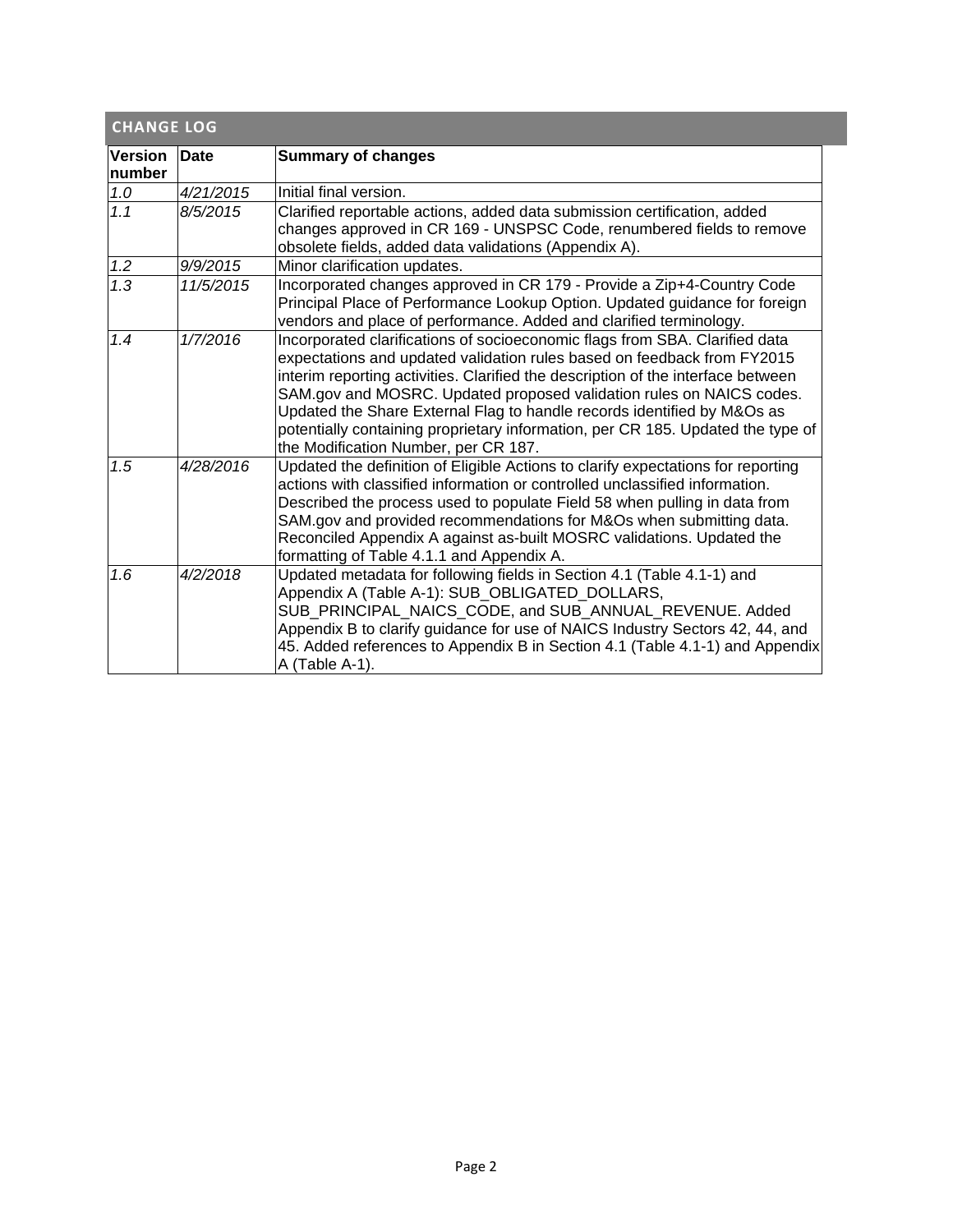## CHANGE LOG

| Version number | Date | Summary of changes |
|---|---|---|
| *1.0* | *4/21/2015* | Initial final version. |
| *1.1* | *8/5/2015* | Clarified reportable actions, added data submission certification, added changes approved in CR 169 - UNSPSC Code, renumbered fields to remove obsolete fields, added data validations (Appendix A). |
| *1.2* | *9/9/2015* | Minor clarification updates. |
| *1.3* | *11/5/2015* | Incorporated changes approved in CR 179 - Provide a Zip+4-Country Code Principal Place of Performance Lookup Option. Updated guidance for foreign vendors and place of performance. Added and clarified terminology. |
| *1.4* | *1/7/2016* | Incorporated clarifications of socioeconomic flags from SBA. Clarified data expectations and updated validation rules based on feedback from FY2015 interim reporting activities. Clarified the description of the interface between SAM.gov and MOSRC. Updated proposed validation rules on NAICS codes. Updated the Share External Flag to handle records identified by M&Os as potentially containing proprietary information, per CR 185. Updated the type of the Modification Number, per CR 187. |
| *1.5* | *4/28/2016* | Updated the definition of Eligible Actions to clarify expectations for reporting actions with classified information or controlled unclassified information. Described the process used to populate Field 58 when pulling in data from SAM.gov and provided recommendations for M&Os when submitting data. Reconciled Appendix A against as-built MOSRC validations. Updated the formatting of Table 4.1.1 and Appendix A. |
| *1.6* | *4/2/2018* | Updated metadata for following fields in Section 4.1 (Table 4.1-1) and Appendix A (Table A-1): SUB_OBLIGATED_DOLLARS, SUB_PRINCIPAL_NAICS_CODE, and SUB_ANNUAL_REVENUE. Added Appendix B to clarify guidance for use of NAICS Industry Sectors 42, 44, and 45. Added references to Appendix B in Section 4.1 (Table 4.1-1) and Appendix A (Table A-1). |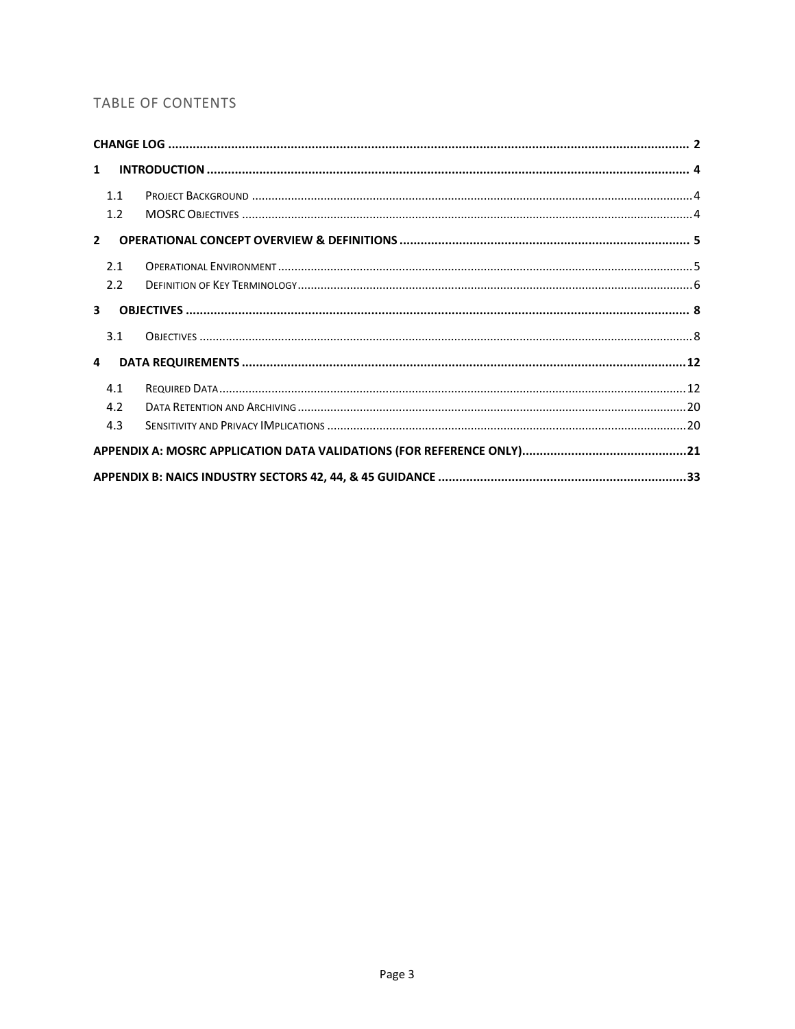## TABLE OF CONTENTS

**CHANGE LOG** ............................................................ **2**

**1 INTRODUCTION** ............................................................ **4**

- 1.1 PROJECT BACKGROUND ............................................................ 4
- 1.2 MOSRC OBJECTIVES ............................................................ 4

**2 OPERATIONAL CONCEPT OVERVIEW & DEFINITIONS** ............................................................ **5**

- 2.1 OPERATIONAL ENVIRONMENT ............................................................ 5
- 2.2 DEFINITION OF KEY TERMINOLOGY ............................................................ 6

**3 OBJECTIVES** ............................................................ **8**

- 3.1 OBJECTIVES ............................................................ 8

**4 DATA REQUIREMENTS** ............................................................ **12**

- 4.1 REQUIRED DATA ............................................................ 12
- 4.2 DATA RETENTION AND ARCHIVING ............................................................ 20
- 4.3 SENSITIVITY AND PRIVACY IMPLICATIONS ............................................................ 20

**APPENDIX A: MOSRC APPLICATION DATA VALIDATIONS (FOR REFERENCE ONLY)** ............................................................ **21**

**APPENDIX B: NAICS INDUSTRY SECTORS 42, 44, & 45 GUIDANCE** ............................................................ **33**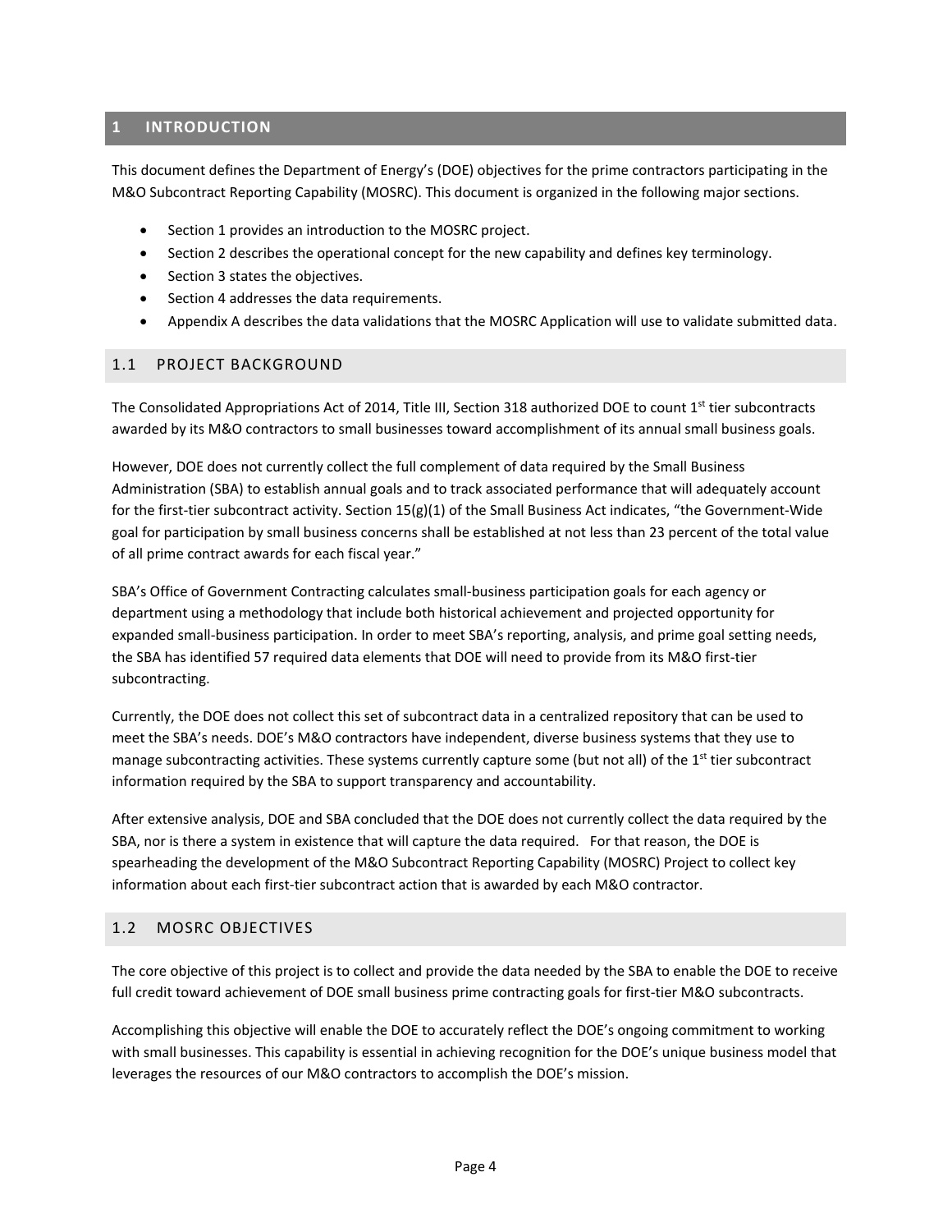# 1 INTRODUCTION

This document defines the Department of Energy's (DOE) objectives for the prime contractors participating in the M&O Subcontract Reporting Capability (MOSRC). This document is organized in the following major sections.

- Section 1 provides an introduction to the MOSRC project.
- Section 2 describes the operational concept for the new capability and defines key terminology.
- Section 3 states the objectives.
- Section 4 addresses the data requirements.
- Appendix A describes the data validations that the MOSRC Application will use to validate submitted data.

## 1.1 PROJECT BACKGROUND

The Consolidated Appropriations Act of 2014, Title III, Section 318 authorized DOE to count 1st tier subcontracts awarded by its M&O contractors to small businesses toward accomplishment of its annual small business goals.

However, DOE does not currently collect the full complement of data required by the Small Business Administration (SBA) to establish annual goals and to track associated performance that will adequately account for the first-tier subcontract activity. Section 15(g)(1) of the Small Business Act indicates, "the Government-Wide goal for participation by small business concerns shall be established at not less than 23 percent of the total value of all prime contract awards for each fiscal year."

SBA's Office of Government Contracting calculates small-business participation goals for each agency or department using a methodology that include both historical achievement and projected opportunity for expanded small-business participation. In order to meet SBA's reporting, analysis, and prime goal setting needs, the SBA has identified 57 required data elements that DOE will need to provide from its M&O first-tier subcontracting.

Currently, the DOE does not collect this set of subcontract data in a centralized repository that can be used to meet the SBA's needs. DOE's M&O contractors have independent, diverse business systems that they use to manage subcontracting activities. These systems currently capture some (but not all) of the 1st tier subcontract information required by the SBA to support transparency and accountability.

After extensive analysis, DOE and SBA concluded that the DOE does not currently collect the data required by the SBA, nor is there a system in existence that will capture the data required. For that reason, the DOE is spearheading the development of the M&O Subcontract Reporting Capability (MOSRC) Project to collect key information about each first-tier subcontract action that is awarded by each M&O contractor.

## 1.2 MOSRC OBJECTIVES

The core objective of this project is to collect and provide the data needed by the SBA to enable the DOE to receive full credit toward achievement of DOE small business prime contracting goals for first-tier M&O subcontracts.

Accomplishing this objective will enable the DOE to accurately reflect the DOE's ongoing commitment to working with small businesses. This capability is essential in achieving recognition for the DOE's unique business model that leverages the resources of our M&O contractors to accomplish the DOE's mission.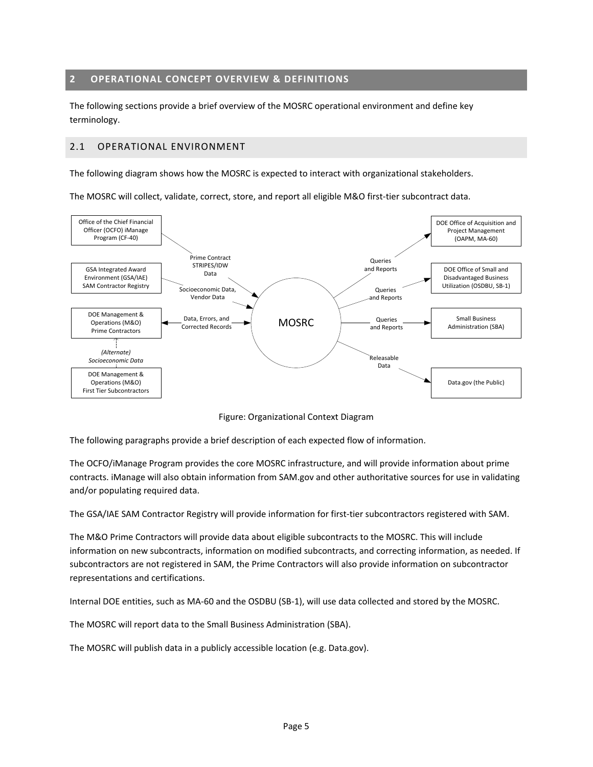## 2 OPERATIONAL CONCEPT OVERVIEW & DEFINITIONS

The following sections provide a brief overview of the MOSRC operational environment and define key terminology.

### 2.1 OPERATIONAL ENVIRONMENT

The following diagram shows how the MOSRC is expected to interact with organizational stakeholders.

The MOSRC will collect, validate, correct, store, and report all eligible M&O first-tier subcontract data.

Figure: Organizational Context Diagram

The following paragraphs provide a brief description of each expected flow of information.

The OCFO/iManage Program provides the core MOSRC infrastructure, and will provide information about prime contracts. iManage will also obtain information from SAM.gov and other authoritative sources for use in validating and/or populating required data.

The GSA/IAE SAM Contractor Registry will provide information for first-tier subcontractors registered with SAM.

The M&O Prime Contractors will provide data about eligible subcontracts to the MOSRC. This will include information on new subcontracts, information on modified subcontracts, and correcting information, as needed. If subcontractors are not registered in SAM, the Prime Contractors will also provide information on subcontractor representations and certifications.

Internal DOE entities, such as MA-60 and the OSDBU (SB-1), will use data collected and stored by the MOSRC.

The MOSRC will report data to the Small Business Administration (SBA).

The MOSRC will publish data in a publicly accessible location (e.g. Data.gov).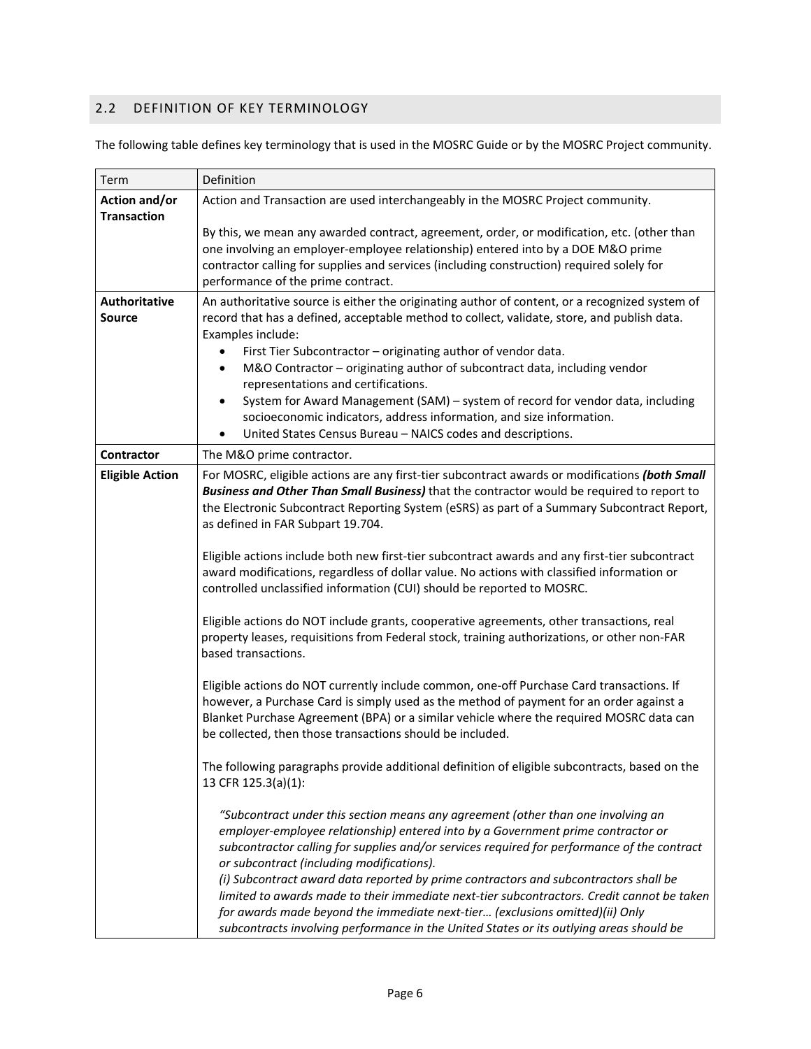## 2.2 DEFINITION OF KEY TERMINOLOGY

The following table defines key terminology that is used in the MOSRC Guide or by the MOSRC Project community.

| Term | Definition |
|---|---|
| **Action and/or Transaction** | Action and Transaction are used interchangeably in the MOSRC Project community.<br><br>By this, we mean any awarded contract, agreement, order, or modification, etc. (other than one involving an employer-employee relationship) entered into by a DOE M&O prime contractor calling for supplies and services (including construction) required solely for performance of the prime contract. |
| **Authoritative Source** | An authoritative source is either the originating author of content, or a recognized system of record that has a defined, acceptable method to collect, validate, store, and publish data. Examples include:<br>• First Tier Subcontractor – originating author of vendor data.<br>• M&O Contractor – originating author of subcontract data, including vendor representations and certifications.<br>• System for Award Management (SAM) – system of record for vendor data, including socioeconomic indicators, address information, and size information.<br>• United States Census Bureau – NAICS codes and descriptions. |
| **Contractor** | The M&O prime contractor. |
| **Eligible Action** | For MOSRC, eligible actions are any first-tier subcontract awards or modifications ***(both Small Business and Other Than Small Business)*** that the contractor would be required to report to the Electronic Subcontract Reporting System (eSRS) as part of a Summary Subcontract Report, as defined in FAR Subpart 19.704.<br><br>Eligible actions include both new first-tier subcontract awards and any first-tier subcontract award modifications, regardless of dollar value. No actions with classified information or controlled unclassified information (CUI) should be reported to MOSRC.<br><br>Eligible actions do NOT include grants, cooperative agreements, other transactions, real property leases, requisitions from Federal stock, training authorizations, or other non-FAR based transactions.<br><br>Eligible actions do NOT currently include common, one-off Purchase Card transactions. If however, a Purchase Card is simply used as the method of payment for an order against a Blanket Purchase Agreement (BPA) or a similar vehicle where the required MOSRC data can be collected, then those transactions should be included.<br><br>The following paragraphs provide additional definition of eligible subcontracts, based on the 13 CFR 125.3(a)(1):<br><br>*"Subcontract under this section means any agreement (other than one involving an employer-employee relationship) entered into by a Government prime contractor or subcontractor calling for supplies and/or services required for performance of the contract or subcontract (including modifications).*<br>*(i) Subcontract award data reported by prime contractors and subcontractors shall be limited to awards made to their immediate next-tier subcontractors. Credit cannot be taken for awards made beyond the immediate next-tier… (exclusions omitted)(ii) Only subcontracts involving performance in the United States or its outlying areas should be* |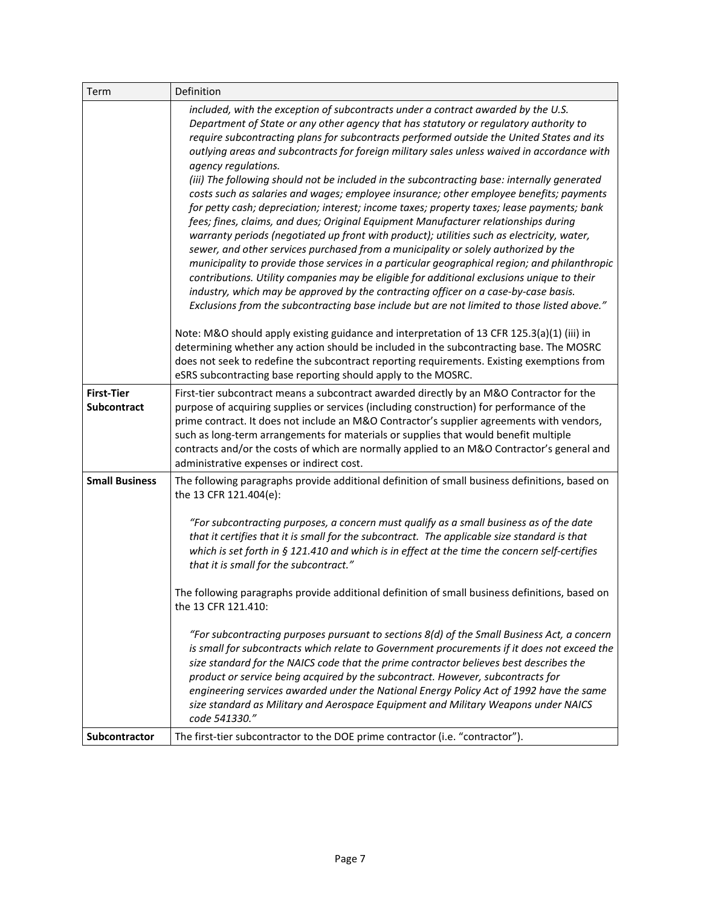| Term | Definition |
| --- | --- |
| | *included, with the exception of subcontracts under a contract awarded by the U.S. Department of State or any other agency that has statutory or regulatory authority to require subcontracting plans for subcontracts performed outside the United States and its outlying areas and subcontracts for foreign military sales unless waived in accordance with agency regulations.*<br>*(iii) The following should not be included in the subcontracting base: internally generated costs such as salaries and wages; employee insurance; other employee benefits; payments for petty cash; depreciation; interest; income taxes; property taxes; lease payments; bank fees; fines, claims, and dues; Original Equipment Manufacturer relationships during warranty periods (negotiated up front with product); utilities such as electricity, water, sewer, and other services purchased from a municipality or solely authorized by the municipality to provide those services in a particular geographical region; and philanthropic contributions. Utility companies may be eligible for additional exclusions unique to their industry, which may be approved by the contracting officer on a case-by-case basis. Exclusions from the subcontracting base include but are not limited to those listed above."*<br><br>Note: M&O should apply existing guidance and interpretation of 13 CFR 125.3(a)(1) (iii) in determining whether any action should be included in the subcontracting base. The MOSRC does not seek to redefine the subcontract reporting requirements. Existing exemptions from eSRS subcontracting base reporting should apply to the MOSRC. |
| **First-Tier Subcontract** | First-tier subcontract means a subcontract awarded directly by an M&O Contractor for the purpose of acquiring supplies or services (including construction) for performance of the prime contract. It does not include an M&O Contractor's supplier agreements with vendors, such as long-term arrangements for materials or supplies that would benefit multiple contracts and/or the costs of which are normally applied to an M&O Contractor's general and administrative expenses or indirect cost. |
| **Small Business** | The following paragraphs provide additional definition of small business definitions, based on the 13 CFR 121.404(e):<br><br>*"For subcontracting purposes, a concern must qualify as a small business as of the date that it certifies that it is small for the subcontract. The applicable size standard is that which is set forth in § 121.410 and which is in effect at the time the concern self-certifies that it is small for the subcontract."*<br><br>The following paragraphs provide additional definition of small business definitions, based on the 13 CFR 121.410:<br><br>*"For subcontracting purposes pursuant to sections 8(d) of the Small Business Act, a concern is small for subcontracts which relate to Government procurements if it does not exceed the size standard for the NAICS code that the prime contractor believes best describes the product or service being acquired by the subcontract. However, subcontracts for engineering services awarded under the National Energy Policy Act of 1992 have the same size standard as Military and Aerospace Equipment and Military Weapons under NAICS code 541330."* |
| **Subcontractor** | The first-tier subcontractor to the DOE prime contractor (i.e. "contractor"). |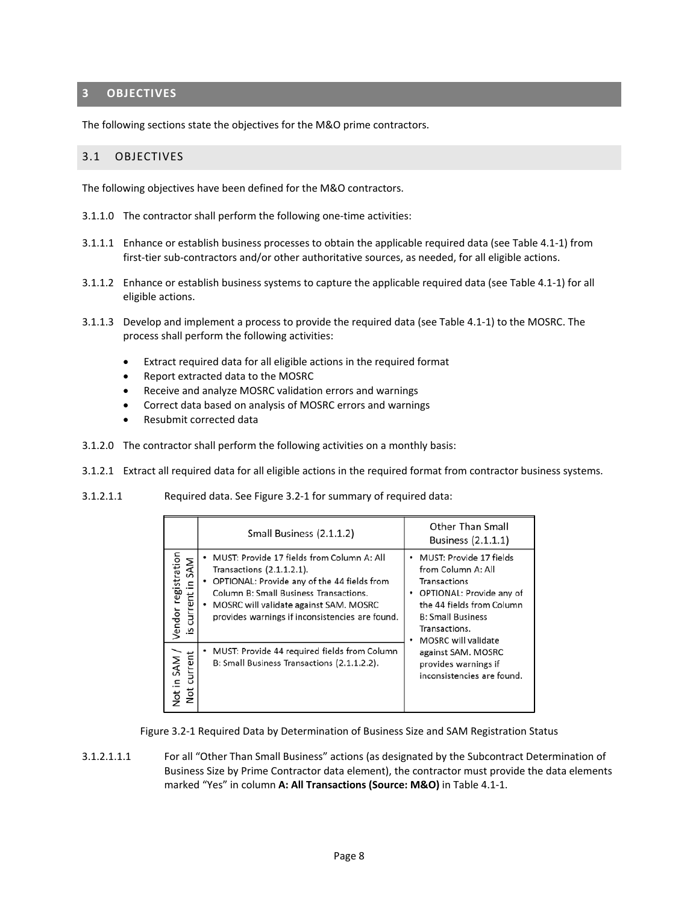# 3 OBJECTIVES

The following sections state the objectives for the M&O prime contractors.

## 3.1 OBJECTIVES

The following objectives have been defined for the M&O contractors.

3.1.1.0 The contractor shall perform the following one-time activities:

3.1.1.1 Enhance or establish business processes to obtain the applicable required data (see Table 4.1-1) from first-tier sub-contractors and/or other authoritative sources, as needed, for all eligible actions.

3.1.1.2 Enhance or establish business systems to capture the applicable required data (see Table 4.1-1) for all eligible actions.

3.1.1.3 Develop and implement a process to provide the required data (see Table 4.1-1) to the MOSRC. The process shall perform the following activities:

- Extract required data for all eligible actions in the required format
- Report extracted data to the MOSRC
- Receive and analyze MOSRC validation errors and warnings
- Correct data based on analysis of MOSRC errors and warnings
- Resubmit corrected data

3.1.2.0 The contractor shall perform the following activities on a monthly basis:

3.1.2.1 Extract all required data for all eligible actions in the required format from contractor business systems.

3.1.2.1.1 Required data. See Figure 3.2-1 for summary of required data:

| | Small Business (2.1.1.2) | Other Than Small Business (2.1.1.1) |
|---|---|---|
| Vendor registration is current in SAM | • MUST: Provide 17 fields from Column A: All Transactions (2.1.1.2.1).<br>• OPTIONAL: Provide any of the 44 fields from Column B: Small Business Transactions.<br>• MOSRC will validate against SAM. MOSRC provides warnings if inconsistencies are found. | • MUST: Provide 17 fields from Column A: All Transactions<br>• OPTIONAL: Provide any of the 44 fields from Column B: Small Business Transactions.<br>• MOSRC will validate against SAM. MOSRC provides warnings if inconsistencies are found. |
| Not in SAM / Not current | • MUST: Provide 44 required fields from Column B: Small Business Transactions (2.1.1.2.2). | |

Figure 3.2-1 Required Data by Determination of Business Size and SAM Registration Status

3.1.2.1.1.1 For all "Other Than Small Business" actions (as designated by the Subcontract Determination of Business Size by Prime Contractor data element), the contractor must provide the data elements marked "Yes" in column **A: All Transactions (Source: M&O)** in Table 4.1-1.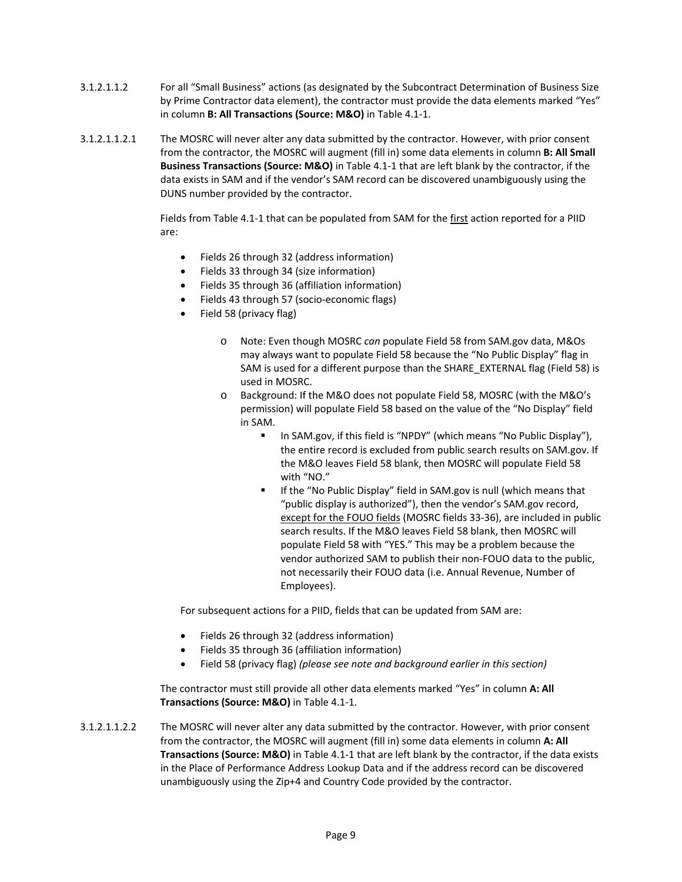3.1.2.1.1.2 For all "Small Business" actions (as designated by the Subcontract Determination of Business Size by Prime Contractor data element), the contractor must provide the data elements marked "Yes" in column **B: All Transactions (Source: M&O)** in Table 4.1-1.

3.1.2.1.1.2.1 The MOSRC will never alter any data submitted by the contractor. However, with prior consent from the contractor, the MOSRC will augment (fill in) some data elements in column **B: All Small Business Transactions (Source: M&O)** in Table 4.1-1 that are left blank by the contractor, if the data exists in SAM and if the vendor's SAM record can be discovered unambiguously using the DUNS number provided by the contractor.

Fields from Table 4.1-1 that can be populated from SAM for the <u>first</u> action reported for a PIID are:

- Fields 26 through 32 (address information)
- Fields 33 through 34 (size information)
- Fields 35 through 36 (affiliation information)
- Fields 43 through 57 (socio-economic flags)
- Field 58 (privacy flag)
  - Note: Even though MOSRC *can* populate Field 58 from SAM.gov data, M&Os may always want to populate Field 58 because the "No Public Display" flag in SAM is used for a different purpose than the SHARE_EXTERNAL flag (Field 58) is used in MOSRC.
  - Background: If the M&O does not populate Field 58, MOSRC (with the M&O's permission) will populate Field 58 based on the value of the "No Display" field in SAM.
    - In SAM.gov, if this field is "NPDY" (which means "No Public Display"), the entire record is excluded from public search results on SAM.gov. If the M&O leaves Field 58 blank, then MOSRC will populate Field 58 with "NO."
    - If the "No Public Display" field in SAM.gov is null (which means that "public display is authorized"), then the vendor's SAM.gov record, <u>except for the FOUO fields</u> (MOSRC fields 33-36), are included in public search results. If the M&O leaves Field 58 blank, then MOSRC will populate Field 58 with "YES." This may be a problem because the vendor authorized SAM to publish their non-FOUO data to the public, not necessarily their FOUO data (i.e. Annual Revenue, Number of Employees).

For subsequent actions for a PIID, fields that can be updated from SAM are:

- Fields 26 through 32 (address information)
- Fields 35 through 36 (affiliation information)
- Field 58 (privacy flag) *(please see note and background earlier in this section)*

The contractor must still provide all other data elements marked "Yes" in column **A: All Transactions (Source: M&O)** in Table 4.1-1.

3.1.2.1.1.2.2 The MOSRC will never alter any data submitted by the contractor. However, with prior consent from the contractor, the MOSRC will augment (fill in) some data elements in column **A: All Transactions (Source: M&O)** in Table 4.1-1 that are left blank by the contractor, if the data exists in the Place of Performance Address Lookup Data and if the address record can be discovered unambiguously using the Zip+4 and Country Code provided by the contractor.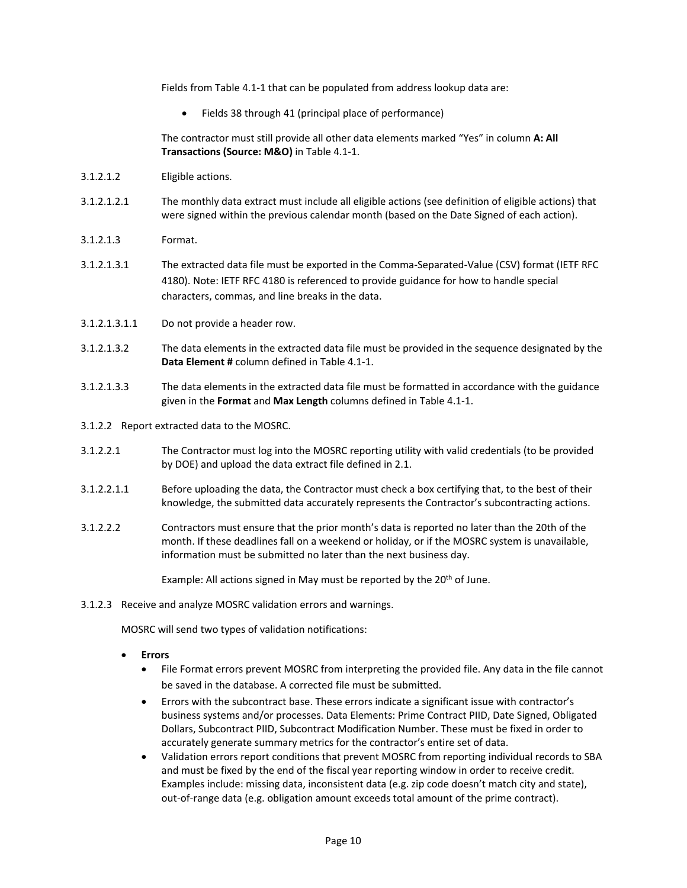Fields from Table 4.1-1 that can be populated from address lookup data are:

- Fields 38 through 41 (principal place of performance)

The contractor must still provide all other data elements marked "Yes" in column **A: All Transactions (Source: M&O)** in Table 4.1-1.

3.1.2.1.2 Eligible actions.

3.1.2.1.2.1 The monthly data extract must include all eligible actions (see definition of eligible actions) that were signed within the previous calendar month (based on the Date Signed of each action).

3.1.2.1.3 Format.

3.1.2.1.3.1 The extracted data file must be exported in the Comma-Separated-Value (CSV) format (IETF RFC 4180). Note: IETF RFC 4180 is referenced to provide guidance for how to handle special characters, commas, and line breaks in the data.

3.1.2.1.3.1.1 Do not provide a header row.

3.1.2.1.3.2 The data elements in the extracted data file must be provided in the sequence designated by the **Data Element #** column defined in Table 4.1-1.

3.1.2.1.3.3 The data elements in the extracted data file must be formatted in accordance with the guidance given in the **Format** and **Max Length** columns defined in Table 4.1-1.

3.1.2.2 Report extracted data to the MOSRC.

3.1.2.2.1 The Contractor must log into the MOSRC reporting utility with valid credentials (to be provided by DOE) and upload the data extract file defined in 2.1.

3.1.2.2.1.1 Before uploading the data, the Contractor must check a box certifying that, to the best of their knowledge, the submitted data accurately represents the Contractor's subcontracting actions.

3.1.2.2.2 Contractors must ensure that the prior month's data is reported no later than the 20th of the month. If these deadlines fall on a weekend or holiday, or if the MOSRC system is unavailable, information must be submitted no later than the next business day.

Example: All actions signed in May must be reported by the 20th of June.

3.1.2.3 Receive and analyze MOSRC validation errors and warnings.

MOSRC will send two types of validation notifications:

- **Errors**
  - File Format errors prevent MOSRC from interpreting the provided file. Any data in the file cannot be saved in the database. A corrected file must be submitted.
  - Errors with the subcontract base. These errors indicate a significant issue with contractor's business systems and/or processes. Data Elements: Prime Contract PIID, Date Signed, Obligated Dollars, Subcontract PIID, Subcontract Modification Number. These must be fixed in order to accurately generate summary metrics for the contractor's entire set of data.
  - Validation errors report conditions that prevent MOSRC from reporting individual records to SBA and must be fixed by the end of the fiscal year reporting window in order to receive credit. Examples include: missing data, inconsistent data (e.g. zip code doesn't match city and state), out-of-range data (e.g. obligation amount exceeds total amount of the prime contract).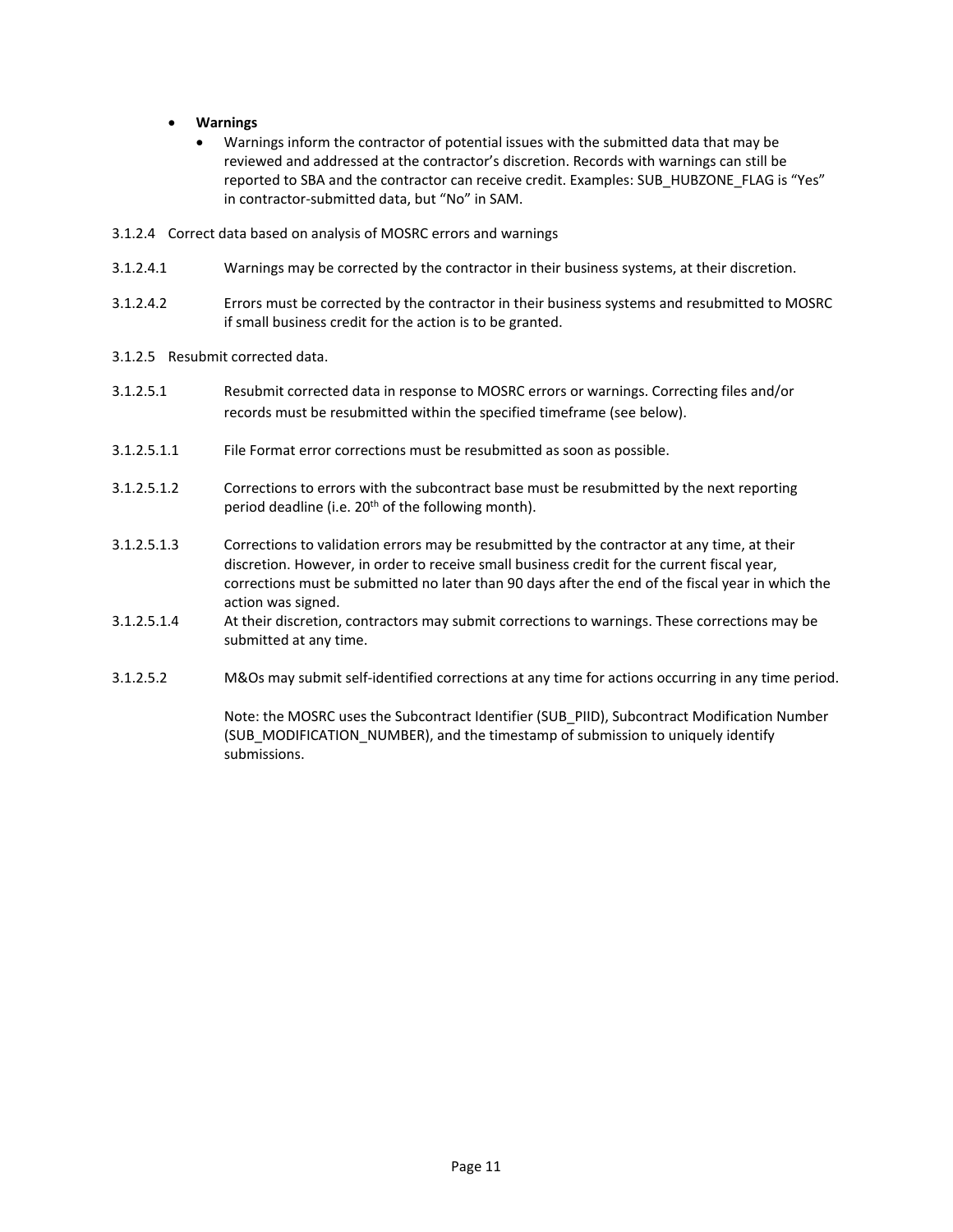- **Warnings**
  - Warnings inform the contractor of potential issues with the submitted data that may be reviewed and addressed at the contractor's discretion. Records with warnings can still be reported to SBA and the contractor can receive credit. Examples: SUB_HUBZONE_FLAG is "Yes" in contractor-submitted data, but "No" in SAM.

3.1.2.4 Correct data based on analysis of MOSRC errors and warnings

3.1.2.4.1 Warnings may be corrected by the contractor in their business systems, at their discretion.

3.1.2.4.2 Errors must be corrected by the contractor in their business systems and resubmitted to MOSRC if small business credit for the action is to be granted.

3.1.2.5 Resubmit corrected data.

3.1.2.5.1 Resubmit corrected data in response to MOSRC errors or warnings. Correcting files and/or records must be resubmitted within the specified timeframe (see below).

3.1.2.5.1.1 File Format error corrections must be resubmitted as soon as possible.

3.1.2.5.1.2 Corrections to errors with the subcontract base must be resubmitted by the next reporting period deadline (i.e. 20th of the following month).

3.1.2.5.1.3 Corrections to validation errors may be resubmitted by the contractor at any time, at their discretion. However, in order to receive small business credit for the current fiscal year, corrections must be submitted no later than 90 days after the end of the fiscal year in which the action was signed.

3.1.2.5.1.4 At their discretion, contractors may submit corrections to warnings. These corrections may be submitted at any time.

3.1.2.5.2 M&Os may submit self-identified corrections at any time for actions occurring in any time period.

Note: the MOSRC uses the Subcontract Identifier (SUB_PIID), Subcontract Modification Number (SUB_MODIFICATION_NUMBER), and the timestamp of submission to uniquely identify submissions.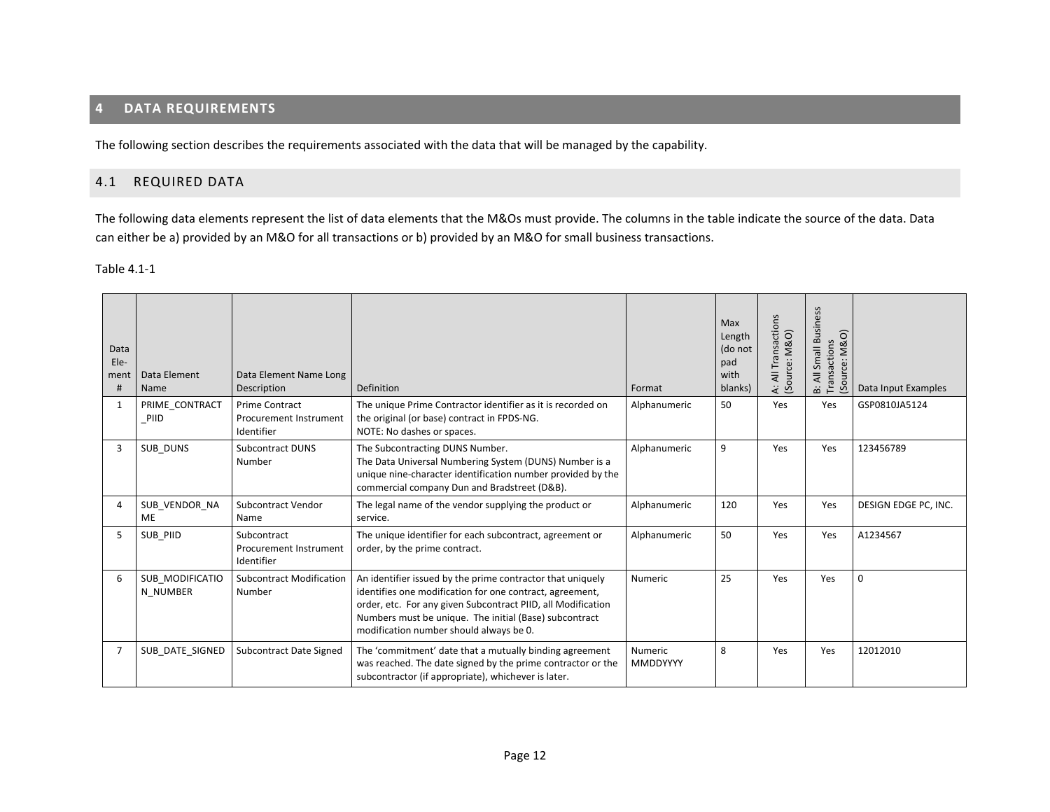## 4 DATA REQUIREMENTS

The following section describes the requirements associated with the data that will be managed by the capability.

### 4.1 REQUIRED DATA

The following data elements represent the list of data elements that the M&Os must provide. The columns in the table indicate the source of the data. Data can either be a) provided by an M&O for all transactions or b) provided by an M&O for small business transactions.

Table 4.1-1

| Data Ele-ment # | Data Element Name | Data Element Name Long Description | Definition | Format | Max Length (do not pad with blanks) | A: All Transactions (Source: M&O) | B: All Small Business Transactions (Source: M&O) | Data Input Examples |
|---|---|---|---|---|---|---|---|---|
| 1 | PRIME_CONTRACT_PIID | Prime Contract Procurement Instrument Identifier | The unique Prime Contractor identifier as it is recorded on the original (or base) contract in FPDS-NG.<br>NOTE: No dashes or spaces. | Alphanumeric | 50 | Yes | Yes | GSP0810JA5124 |
| 3 | SUB_DUNS | Subcontract DUNS Number | The Subcontracting DUNS Number.<br>The Data Universal Numbering System (DUNS) Number is a unique nine-character identification number provided by the commercial company Dun and Bradstreet (D&B). | Alphanumeric | 9 | Yes | Yes | 123456789 |
| 4 | SUB_VENDOR_NAME | Subcontract Vendor Name | The legal name of the vendor supplying the product or service. | Alphanumeric | 120 | Yes | Yes | DESIGN EDGE PC, INC. |
| 5 | SUB_PIID | Subcontract Procurement Instrument Identifier | The unique identifier for each subcontract, agreement or order, by the prime contract. | Alphanumeric | 50 | Yes | Yes | A1234567 |
| 6 | SUB_MODIFICATION_NUMBER | Subcontract Modification Number | An identifier issued by the prime contractor that uniquely identifies one modification for one contract, agreement, order, etc. For any given Subcontract PIID, all Modification Numbers must be unique. The initial (Base) subcontract modification number should always be 0. | Numeric | 25 | Yes | Yes | 0 |
| 7 | SUB_DATE_SIGNED | Subcontract Date Signed | The 'commitment' date that a mutually binding agreement was reached. The date signed by the prime contractor or the subcontractor (if appropriate), whichever is later. | Numeric MMDDYYYY | 8 | Yes | Yes | 12012010 |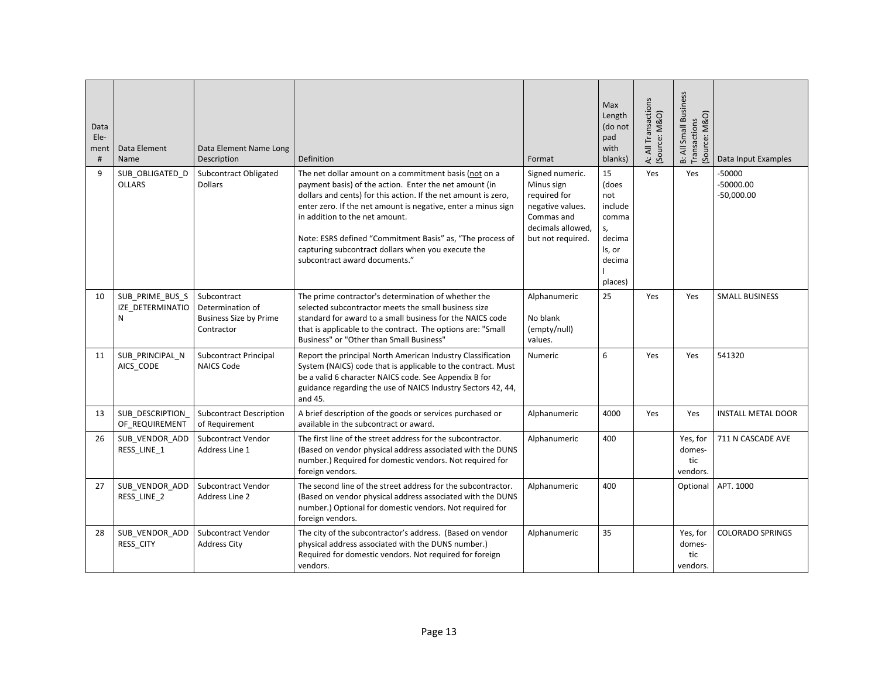| Data Element # | Data Element Name | Data Element Name Long Description | Definition | Format | Max Length (do not pad with blanks) | A: All Transactions (Source: M&O) | B: All Small Business Transactions (Source: M&O) | Data Input Examples |
|---|---|---|---|---|---|---|---|---|
| 9 | SUB_OBLIGATED_DOLLARS | Subcontract Obligated Dollars | The net dollar amount on a commitment basis (not on a payment basis) of the action. Enter the net amount (in dollars and cents) for this action. If the net amount is zero, enter zero. If the net amount is negative, enter a minus sign in addition to the net amount.<br><br>Note: ESRS defined "Commitment Basis" as, "The process of capturing subcontract dollars when you execute the subcontract award documents." | Signed numeric. Minus sign required for negative values. Commas and decimals allowed, but not required. | 15 (does not include commas, decimals, or decimal places) | Yes | Yes | -50000<br>-50000.00<br>-50,000.00 |
| 10 | SUB_PRIME_BUS_SIZE_DETERMINATION | Subcontract Determination of Business Size by Prime Contractor | The prime contractor's determination of whether the selected subcontractor meets the small business size standard for award to a small business for the NAICS code that is applicable to the contract. The options are: "Small Business" or "Other than Small Business" | Alphanumeric<br><br>No blank (empty/null) values. | 25 | Yes | Yes | SMALL BUSINESS |
| 11 | SUB_PRINCIPAL_NAICS_CODE | Subcontract Principal NAICS Code | Report the principal North American Industry Classification System (NAICS) code that is applicable to the contract. Must be a valid 6 character NAICS code. See Appendix B for guidance regarding the use of NAICS Industry Sectors 42, 44, and 45. | Numeric | 6 | Yes | Yes | 541320 |
| 13 | SUB_DESCRIPTION_OF_REQUIREMENT | Subcontract Description of Requirement | A brief description of the goods or services purchased or available in the subcontract or award. | Alphanumeric | 4000 | Yes | Yes | INSTALL METAL DOOR |
| 26 | SUB_VENDOR_ADDRESS_LINE_1 | Subcontract Vendor Address Line 1 | The first line of the street address for the subcontractor. (Based on vendor physical address associated with the DUNS number.) Required for domestic vendors. Not required for foreign vendors. | Alphanumeric | 400 | | Yes, for domestic vendors. | 711 N CASCADE AVE |
| 27 | SUB_VENDOR_ADDRESS_LINE_2 | Subcontract Vendor Address Line 2 | The second line of the street address for the subcontractor. (Based on vendor physical address associated with the DUNS number.) Optional for domestic vendors. Not required for foreign vendors. | Alphanumeric | 400 | | Optional | APT. 1000 |
| 28 | SUB_VENDOR_ADDRESS_CITY | Subcontract Vendor Address City | The city of the subcontractor's address. (Based on vendor physical address associated with the DUNS number.) Required for domestic vendors. Not required for foreign vendors. | Alphanumeric | 35 | | Yes, for domestic vendors. | COLORADO SPRINGS |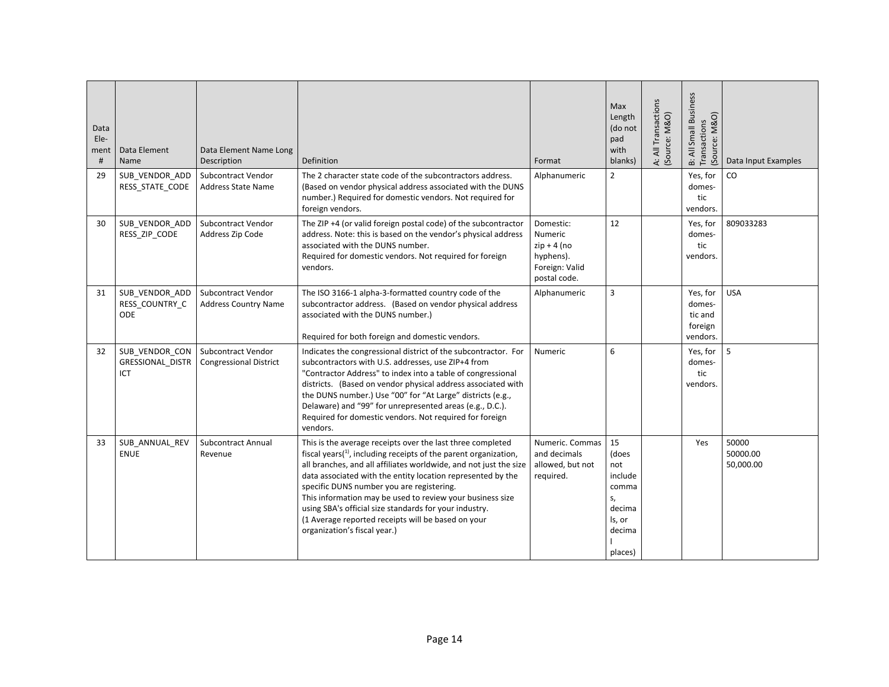| Data Ele-ment # | Data Element Name | Data Element Name Long Description | Definition | Format | Max Length (do not pad with blanks) | A: All Transactions (Source: M&O) | B: All Small Business Transactions (Source: M&O) | Data Input Examples |
|---|---|---|---|---|---|---|---|---|
| 29 | SUB_VENDOR_ADDRESS_STATE_CODE | Subcontract Vendor Address State Name | The 2 character state code of the subcontractors address. (Based on vendor physical address associated with the DUNS number.) Required for domestic vendors. Not required for foreign vendors. | Alphanumeric | 2 | | Yes, for domestic vendors. | CO |
| 30 | SUB_VENDOR_ADDRESS_ZIP_CODE | Subcontract Vendor Address Zip Code | The ZIP +4 (or valid foreign postal code) of the subcontractor address. Note: this is based on the vendor's physical address associated with the DUNS number.<br>Required for domestic vendors. Not required for foreign vendors. | Domestic: Numeric zip + 4 (no hyphens).<br>Foreign: Valid postal code. | 12 | | Yes, for domestic vendors. | 809033283 |
| 31 | SUB_VENDOR_ADDRESS_COUNTRY_CODE | Subcontract Vendor Address Country Name | The ISO 3166-1 alpha-3-formatted country code of the subcontractor address. (Based on vendor physical address associated with the DUNS number.)<br><br>Required for both foreign and domestic vendors. | Alphanumeric | 3 | | Yes, for domestic and foreign vendors. | USA |
| 32 | SUB_VENDOR_CONGRESSIONAL_DISTRICT | Subcontract Vendor Congressional District | Indicates the congressional district of the subcontractor. For subcontractors with U.S. addresses, use ZIP+4 from "Contractor Address" to index into a table of congressional districts. (Based on vendor physical address associated with the DUNS number.) Use "00" for "At Large" districts (e.g., Delaware) and "99" for unrepresented areas (e.g., D.C.). Required for domestic vendors. Not required for foreign vendors. | Numeric | 6 | | Yes, for domestic vendors. | 5 |
| 33 | SUB_ANNUAL_REVENUE | Subcontract Annual Revenue | This is the average receipts over the last three completed fiscal years([1]), including receipts of the parent organization, all branches, and all affiliates worldwide, and not just the size data associated with the entity location represented by the specific DUNS number you are registering.<br>This information may be used to review your business size using SBA's official size standards for your industry.<br>(1 Average reported receipts will be based on your organization's fiscal year.) | Numeric. Commas and decimals allowed, but not required. | 15 (does not include commas, decimals, or decimal places) | | Yes | 50000<br>50000.00<br>50,000.00 |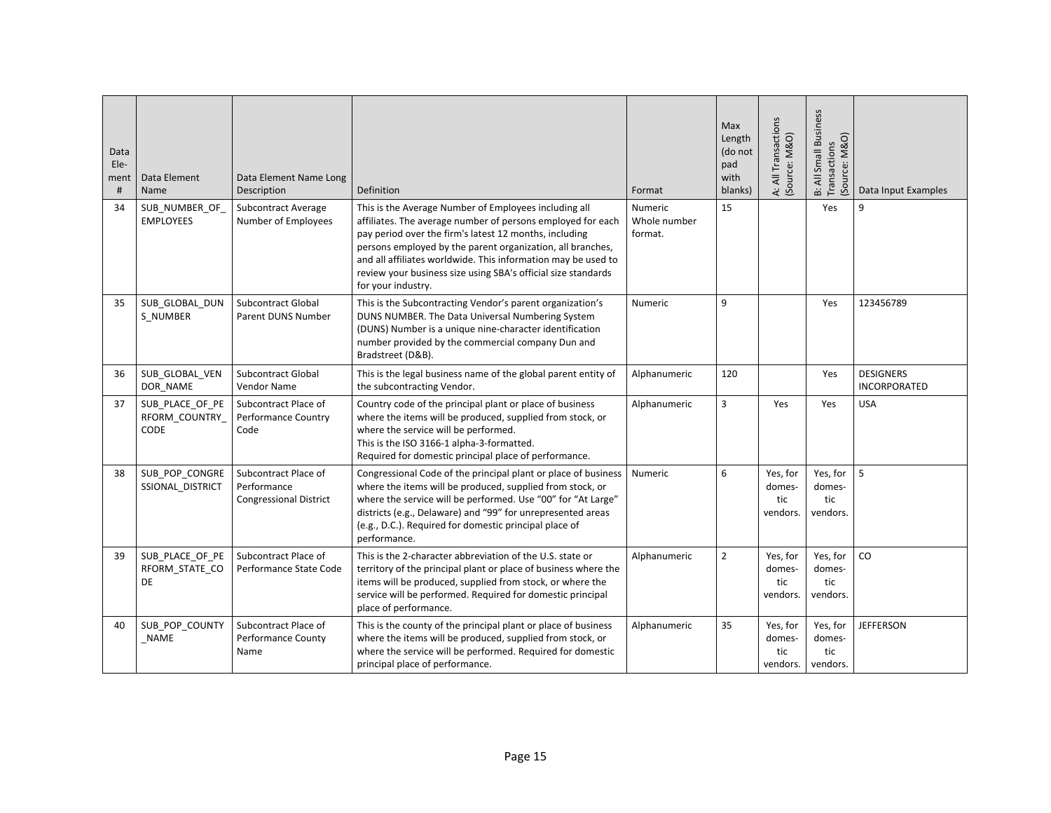| Data Ele-ment # | Data Element Name | Data Element Name Long Description | Definition | Format | Max Length (do not pad with blanks) | A: All Transactions (Source: M&O) | B: All Small Business Transactions (Source: M&O) | Data Input Examples |
|---|---|---|---|---|---|---|---|---|
| 34 | SUB_NUMBER_OF_EMPLOYEES | Subcontract Average Number of Employees | This is the Average Number of Employees including all affiliates. The average number of persons employed for each pay period over the firm's latest 12 months, including persons employed by the parent organization, all branches, and all affiliates worldwide. This information may be used to review your business size using SBA's official size standards for your industry. | Numeric Whole number format. | 15 | | Yes | 9 |
| 35 | SUB_GLOBAL_DUNS_NUMBER | Subcontract Global Parent DUNS Number | This is the Subcontracting Vendor's parent organization's DUNS NUMBER. The Data Universal Numbering System (DUNS) Number is a unique nine-character identification number provided by the commercial company Dun and Bradstreet (D&B). | Numeric | 9 | | Yes | 123456789 |
| 36 | SUB_GLOBAL_VENDOR_NAME | Subcontract Global Vendor Name | This is the legal business name of the global parent entity of the subcontracting Vendor. | Alphanumeric | 120 | | Yes | DESIGNERS INCORPORATED |
| 37 | SUB_PLACE_OF_PERFORM_COUNTRY_CODE | Subcontract Place of Performance Country Code | Country code of the principal plant or place of business where the items will be produced, supplied from stock, or where the service will be performed.<br>This is the ISO 3166-1 alpha-3-formatted.<br>Required for domestic principal place of performance. | Alphanumeric | 3 | Yes | Yes | USA |
| 38 | SUB_POP_CONGRESSIONAL_DISTRICT | Subcontract Place of Performance Congressional District | Congressional Code of the principal plant or place of business where the items will be produced, supplied from stock, or where the service will be performed. Use "00" for "At Large" districts (e.g., Delaware) and "99" for unrepresented areas (e.g., D.C.). Required for domestic principal place of performance. | Numeric | 6 | Yes, for domestic vendors. | Yes, for domestic vendors. | 5 |
| 39 | SUB_PLACE_OF_PERFORM_STATE_CODE | Subcontract Place of Performance State Code | This is the 2-character abbreviation of the U.S. state or territory of the principal plant or place of business where the items will be produced, supplied from stock, or where the service will be performed. Required for domestic principal place of performance. | Alphanumeric | 2 | Yes, for domestic vendors. | Yes, for domestic vendors. | CO |
| 40 | SUB_POP_COUNTY_NAME | Subcontract Place of Performance County Name | This is the county of the principal plant or place of business where the items will be produced, supplied from stock, or where the service will be performed. Required for domestic principal place of performance. | Alphanumeric | 35 | Yes, for domestic vendors. | Yes, for domestic vendors. | JEFFERSON |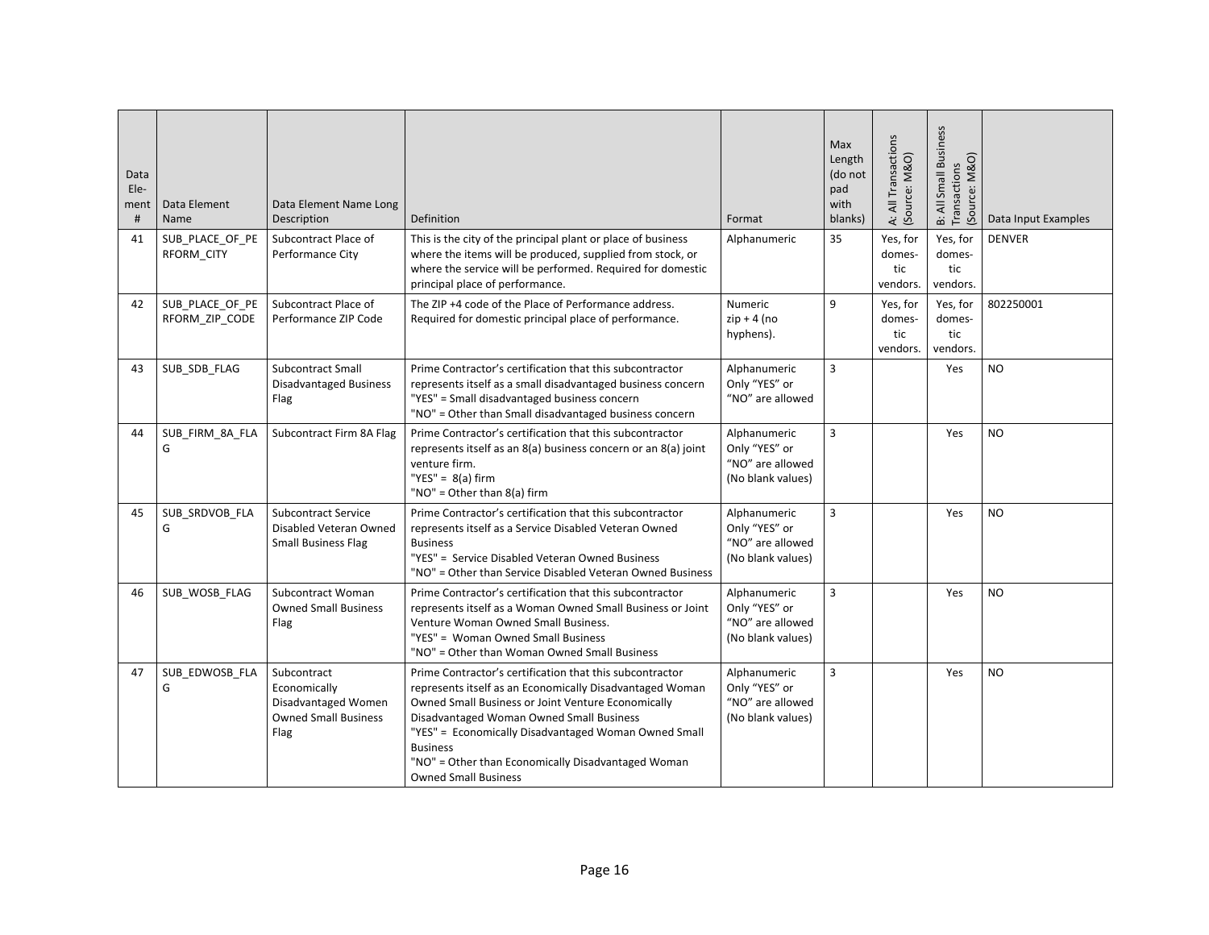| Data Element # | Data Element Name | Data Element Name Long Description | Definition | Format | Max Length (do not pad with blanks) | A: All Transactions (Source: M&O) | B: All Small Business Transactions (Source: M&O) | Data Input Examples |
|---|---|---|---|---|---|---|---|---|
| 41 | SUB_PLACE_OF_PERFORM_CITY | Subcontract Place of Performance City | This is the city of the principal plant or place of business where the items will be produced, supplied from stock, or where the service will be performed. Required for domestic principal place of performance. | Alphanumeric | 35 | Yes, for domestic vendors. | Yes, for domestic vendors. | DENVER |
| 42 | SUB_PLACE_OF_PERFORM_ZIP_CODE | Subcontract Place of Performance ZIP Code | The ZIP +4 code of the Place of Performance address. Required for domestic principal place of performance. | Numeric zip + 4 (no hyphens). | 9 | Yes, for domestic vendors. | Yes, for domestic vendors. | 802250001 |
| 43 | SUB_SDB_FLAG | Subcontract Small Disadvantaged Business Flag | Prime Contractor's certification that this subcontractor represents itself as a small disadvantaged business concern<br>"YES" = Small disadvantaged business concern<br>"NO" = Other than Small disadvantaged business concern | Alphanumeric Only "YES" or "NO" are allowed | 3 | | Yes | NO |
| 44 | SUB_FIRM_8A_FLAG | Subcontract Firm 8A Flag | Prime Contractor's certification that this subcontractor represents itself as an 8(a) business concern or an 8(a) joint venture firm.<br>"YES" = 8(a) firm<br>"NO" = Other than 8(a) firm | Alphanumeric Only "YES" or "NO" are allowed (No blank values) | 3 | | Yes | NO |
| 45 | SUB_SRDVOB_FLAG | Subcontract Service Disabled Veteran Owned Small Business Flag | Prime Contractor's certification that this subcontractor represents itself as a Service Disabled Veteran Owned Business<br>"YES" = Service Disabled Veteran Owned Business<br>"NO" = Other than Service Disabled Veteran Owned Business | Alphanumeric Only "YES" or "NO" are allowed (No blank values) | 3 | | Yes | NO |
| 46 | SUB_WOSB_FLAG | Subcontract Woman Owned Small Business Flag | Prime Contractor's certification that this subcontractor represents itself as a Woman Owned Small Business or Joint Venture Woman Owned Small Business.<br>"YES" = Woman Owned Small Business<br>"NO" = Other than Woman Owned Small Business | Alphanumeric Only "YES" or "NO" are allowed (No blank values) | 3 | | Yes | NO |
| 47 | SUB_EDWOSB_FLAG | Subcontract Economically Disadvantaged Women Owned Small Business Flag | Prime Contractor's certification that this subcontractor represents itself as an Economically Disadvantaged Woman Owned Small Business or Joint Venture Economically Disadvantaged Woman Owned Small Business<br>"YES" = Economically Disadvantaged Woman Owned Small Business<br>"NO" = Other than Economically Disadvantaged Woman Owned Small Business | Alphanumeric Only "YES" or "NO" are allowed (No blank values) | 3 | | Yes | NO |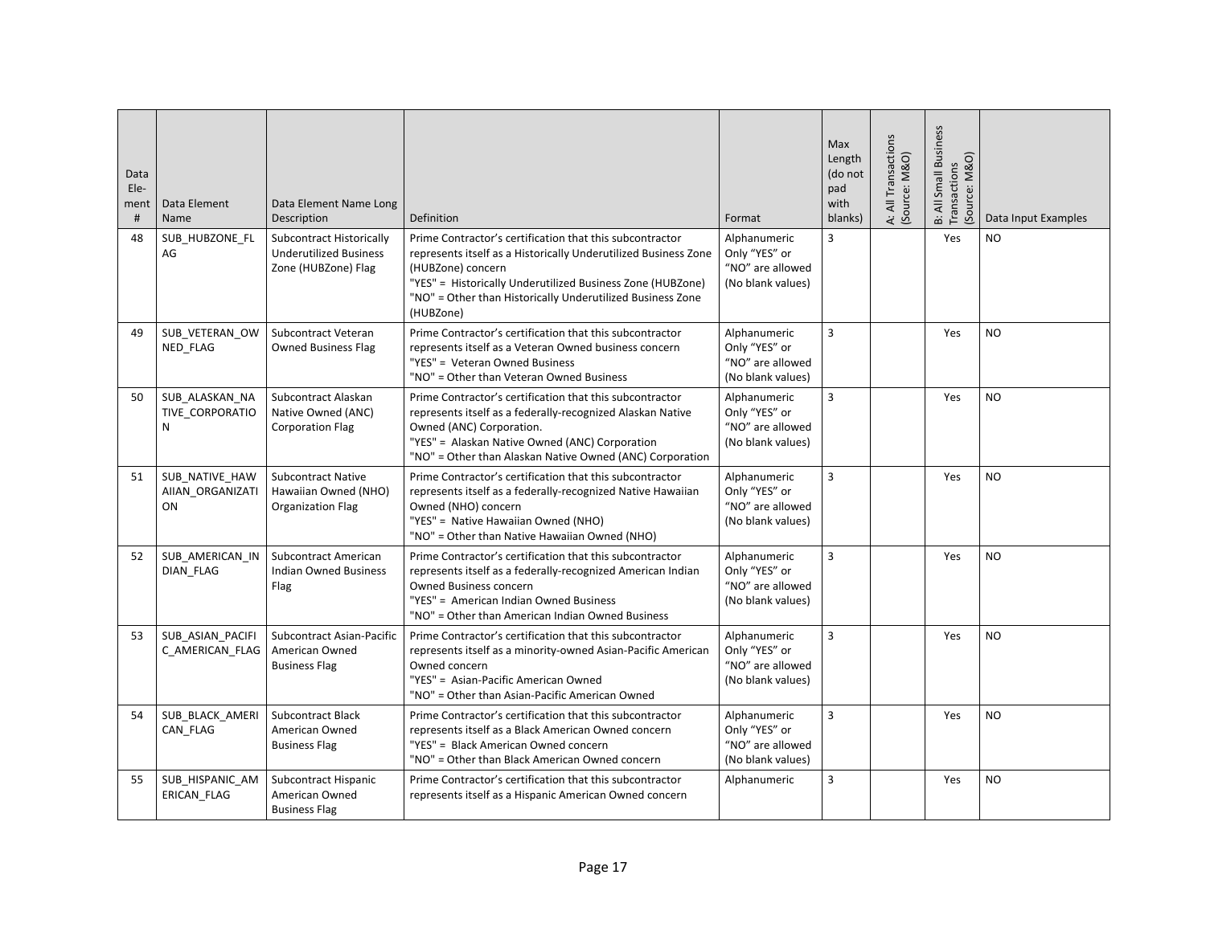| Data Ele-ment # | Data Element Name | Data Element Name Long Description | Definition | Format | Max Length (do not pad with blanks) | A: All Transactions (Source: M&O) | B: All Small Business Transactions (Source: M&O) | Data Input Examples |
|---|---|---|---|---|---|---|---|---|
| 48 | SUB_HUBZONE_FLAG | Subcontract Historically Underutilized Business Zone (HUBZone) Flag | Prime Contractor's certification that this subcontractor represents itself as a Historically Underutilized Business Zone (HUBZone) concern<br>"YES" = Historically Underutilized Business Zone (HUBZone)<br>"NO" = Other than Historically Underutilized Business Zone (HUBZone) | Alphanumeric Only "YES" or "NO" are allowed (No blank values) | 3 | | Yes | NO |
| 49 | SUB_VETERAN_OWNED_FLAG | Subcontract Veteran Owned Business Flag | Prime Contractor's certification that this subcontractor represents itself as a Veteran Owned business concern<br>"YES" = Veteran Owned Business<br>"NO" = Other than Veteran Owned Business | Alphanumeric Only "YES" or "NO" are allowed (No blank values) | 3 | | Yes | NO |
| 50 | SUB_ALASKAN_NATIVE_CORPORATION | Subcontract Alaskan Native Owned (ANC) Corporation Flag | Prime Contractor's certification that this subcontractor represents itself as a federally-recognized Alaskan Native Owned (ANC) Corporation.<br>"YES" = Alaskan Native Owned (ANC) Corporation<br>"NO" = Other than Alaskan Native Owned (ANC) Corporation | Alphanumeric Only "YES" or "NO" are allowed (No blank values) | 3 | | Yes | NO |
| 51 | SUB_NATIVE_HAWAIIAN_ORGANIZATION | Subcontract Native Hawaiian Owned (NHO) Organization Flag | Prime Contractor's certification that this subcontractor represents itself as a federally-recognized Native Hawaiian Owned (NHO) concern<br>"YES" = Native Hawaiian Owned (NHO)<br>"NO" = Other than Native Hawaiian Owned (NHO) | Alphanumeric Only "YES" or "NO" are allowed (No blank values) | 3 | | Yes | NO |
| 52 | SUB_AMERICAN_INDIAN_FLAG | Subcontract American Indian Owned Business Flag | Prime Contractor's certification that this subcontractor represents itself as a federally-recognized American Indian Owned Business concern<br>"YES" = American Indian Owned Business<br>"NO" = Other than American Indian Owned Business | Alphanumeric Only "YES" or "NO" are allowed (No blank values) | 3 | | Yes | NO |
| 53 | SUB_ASIAN_PACIFIC_AMERICAN_FLAG | Subcontract Asian-Pacific American Owned Business Flag | Prime Contractor's certification that this subcontractor represents itself as a minority-owned Asian-Pacific American Owned concern<br>"YES" = Asian-Pacific American Owned<br>"NO" = Other than Asian-Pacific American Owned | Alphanumeric Only "YES" or "NO" are allowed (No blank values) | 3 | | Yes | NO |
| 54 | SUB_BLACK_AMERICAN_FLAG | Subcontract Black American Owned Business Flag | Prime Contractor's certification that this subcontractor represents itself as a Black American Owned concern<br>"YES" = Black American Owned concern<br>"NO" = Other than Black American Owned concern | Alphanumeric Only "YES" or "NO" are allowed (No blank values) | 3 | | Yes | NO |
| 55 | SUB_HISPANIC_AMERICAN_FLAG | Subcontract Hispanic American Owned Business Flag | Prime Contractor's certification that this subcontractor represents itself as a Hispanic American Owned concern | Alphanumeric | 3 | | Yes | NO |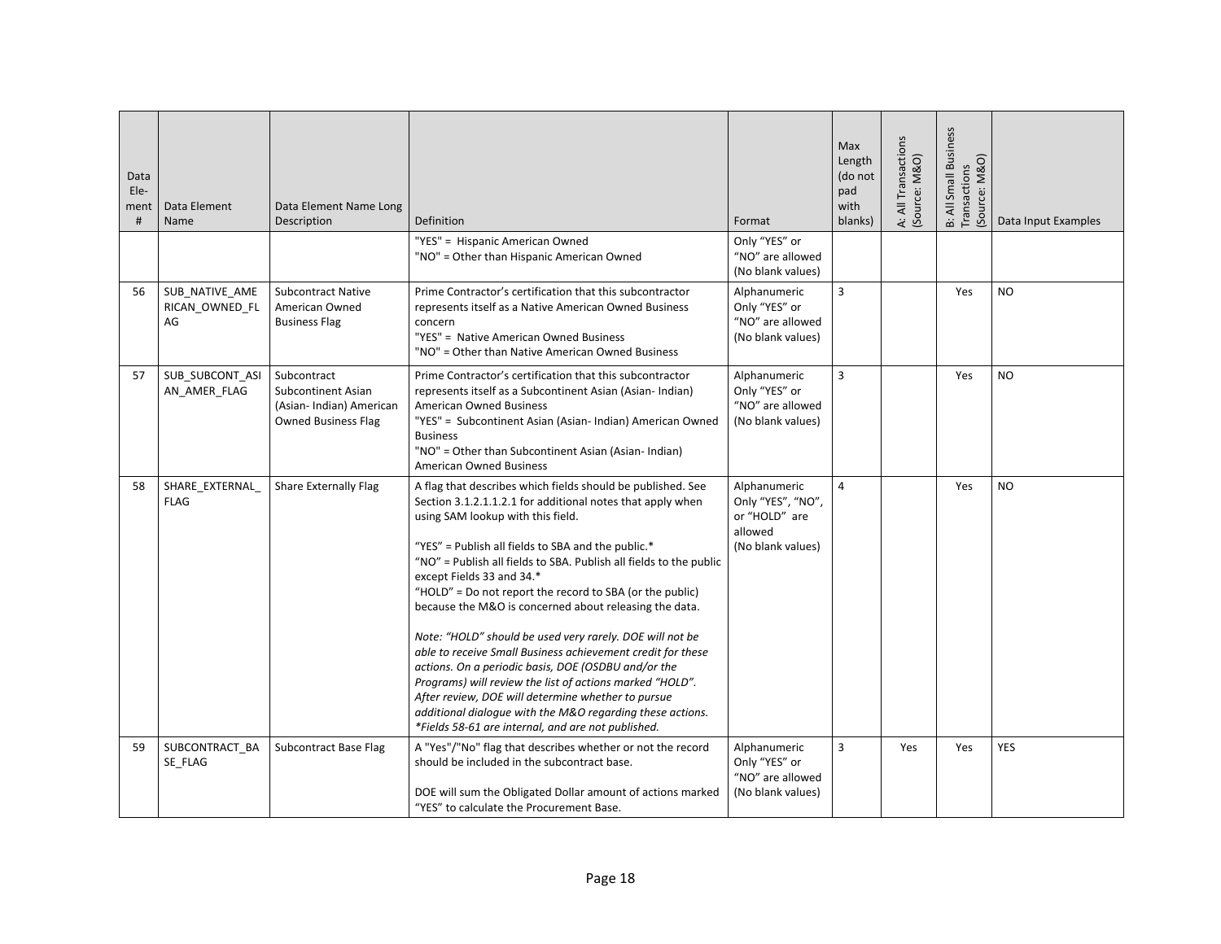| Data Ele-ment # | Data Element Name | Data Element Name Long Description | Definition | Format | Max Length (do not pad with blanks) | A: All Transactions (Source: M&O) | B: All Small Business Transactions (Source: M&O) | Data Input Examples |
|---|---|---|---|---|---|---|---|---|
| | | | "YES" = Hispanic American Owned<br>"NO" = Other than Hispanic American Owned | Only "YES" or "NO" are allowed (No blank values) | | | | |
| 56 | SUB_NATIVE_AMERICAN_OWNED_FLAG | Subcontract Native American Owned Business Flag | Prime Contractor's certification that this subcontractor represents itself as a Native American Owned Business concern<br>"YES" = Native American Owned Business<br>"NO" = Other than Native American Owned Business | Alphanumeric Only "YES" or "NO" are allowed (No blank values) | 3 | | Yes | NO |
| 57 | SUB_SUBCONT_ASIAN_AMER_FLAG | Subcontract Subcontinent Asian (Asian- Indian) American Owned Business Flag | Prime Contractor's certification that this subcontractor represents itself as a Subcontinent Asian (Asian- Indian) American Owned Business<br>"YES" = Subcontinent Asian (Asian- Indian) American Owned Business<br>"NO" = Other than Subcontinent Asian (Asian- Indian) American Owned Business | Alphanumeric Only "YES" or "NO" are allowed (No blank values) | 3 | | Yes | NO |
| 58 | SHARE_EXTERNAL_FLAG | Share Externally Flag | A flag that describes which fields should be published. See Section 3.1.2.1.1.2.1 for additional notes that apply when using SAM lookup with this field.<br><br>"YES" = Publish all fields to SBA and the public.*<br>"NO" = Publish all fields to SBA. Publish all fields to the public except Fields 33 and 34.*<br>"HOLD" = Do not report the record to SBA (or the public) because the M&O is concerned about releasing the data.<br><br>*Note: "HOLD" should be used very rarely. DOE will not be able to receive Small Business achievement credit for these actions. On a periodic basis, DOE (OSDBU and/or the Programs) will review the list of actions marked "HOLD". After review, DOE will determine whether to pursue additional dialogue with the M&O regarding these actions.*<br>*\*Fields 58-61 are internal, and are not published.* | Alphanumeric Only "YES", "NO", or "HOLD" are allowed (No blank values) | 4 | | Yes | NO |
| 59 | SUBCONTRACT_BASE_FLAG | Subcontract Base Flag | A "Yes"/"No" flag that describes whether or not the record should be included in the subcontract base.<br><br>DOE will sum the Obligated Dollar amount of actions marked "YES" to calculate the Procurement Base. | Alphanumeric Only "YES" or "NO" are allowed (No blank values) | 3 | Yes | Yes | YES |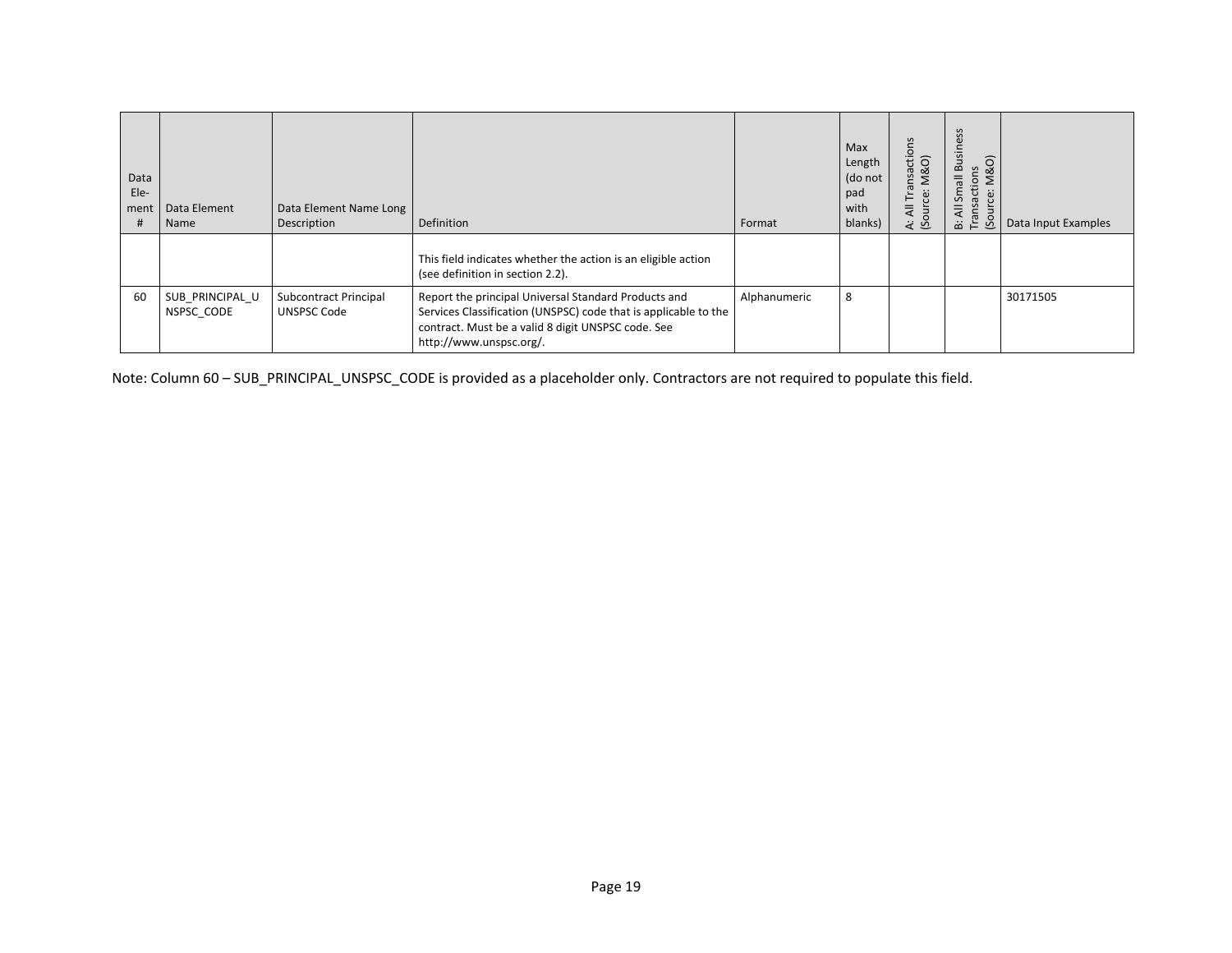| Data Ele-ment # | Data Element Name | Data Element Name Long Description | Definition | Format | Max Length (do not pad with blanks) | A: All Transactions (Source: M&O) | B: All Small Business Transactions (Source: M&O) | Data Input Examples |
|---|---|---|---|---|---|---|---|---|
| | | | This field indicates whether the action is an eligible action (see definition in section 2.2). | | | | | |
| 60 | SUB_PRINCIPAL_UNSPSC_CODE | Subcontract Principal UNSPSC Code | Report the principal Universal Standard Products and Services Classification (UNSPSC) code that is applicable to the contract. Must be a valid 8 digit UNSPSC code. See http://www.unspsc.org/. | Alphanumeric | 8 | | | 30171505 |

Note: Column 60 – SUB_PRINCIPAL_UNSPSC_CODE is provided as a placeholder only. Contractors are not required to populate this field.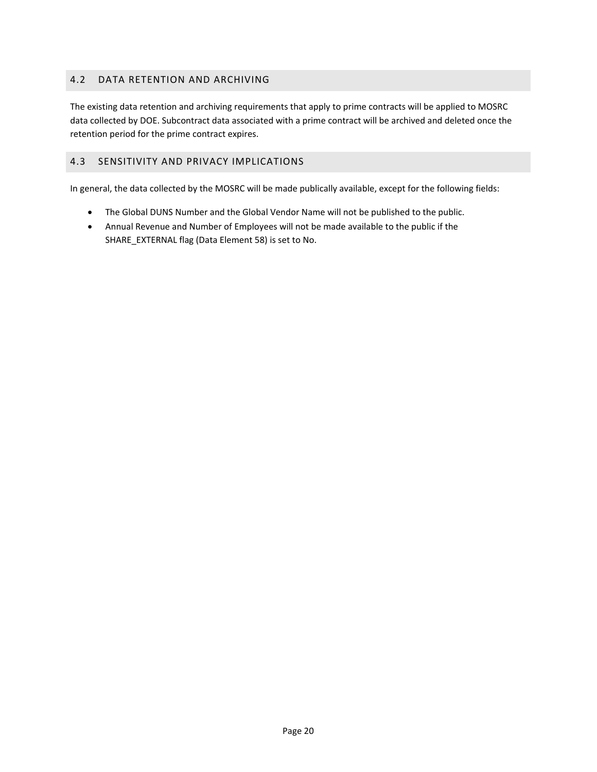## 4.2 DATA RETENTION AND ARCHIVING

The existing data retention and archiving requirements that apply to prime contracts will be applied to MOSRC data collected by DOE. Subcontract data associated with a prime contract will be archived and deleted once the retention period for the prime contract expires.

## 4.3 SENSITIVITY AND PRIVACY IMPLICATIONS

In general, the data collected by the MOSRC will be made publically available, except for the following fields:

- The Global DUNS Number and the Global Vendor Name will not be published to the public.
- Annual Revenue and Number of Employees will not be made available to the public if the SHARE_EXTERNAL flag (Data Element 58) is set to No.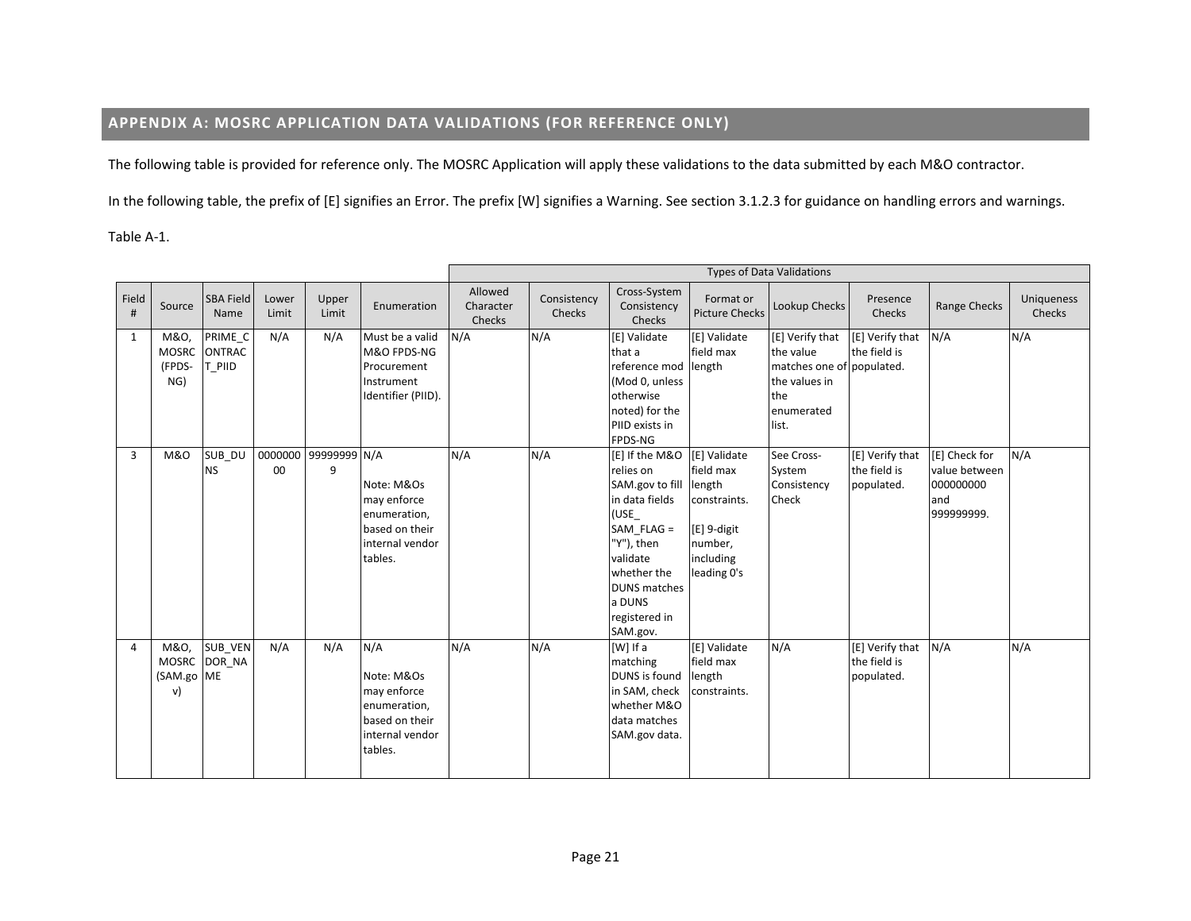## APPENDIX A: MOSRC APPLICATION DATA VALIDATIONS (FOR REFERENCE ONLY)

The following table is provided for reference only. The MOSRC Application will apply these validations to the data submitted by each M&O contractor.

In the following table, the prefix of [E] signifies an Error. The prefix [W] signifies a Warning. See section 3.1.2.3 for guidance on handling errors and warnings.

Table A-1.

| | | | | | | Types of Data Validations | | | | | | | |
|---|---|---|---|---|---|---|---|---|---|---|---|---|---|
| Field # | Source | SBA Field Name | Lower Limit | Upper Limit | Enumeration | Allowed Character Checks | Consistency Checks | Cross-System Consistency Checks | Format or Picture Checks | Lookup Checks | Presence Checks | Range Checks | Uniqueness Checks |
| 1 | M&O, MOSRC (FPDS-NG) | PRIME_CONTRACT_PIID | N/A | N/A | Must be a valid M&O FPDS-NG Procurement Instrument Identifier (PIID). | N/A | N/A | [E] Validate that a reference mod (Mod 0, unless otherwise noted) for the PIID exists in FPDS-NG | [E] Validate field max length | [E] Verify that the value matches one of the values in the enumerated list. | [E] Verify that the field is populated. | N/A | N/A |
| 3 | M&O | SUB_DUNS | 000000000 | 999999999 | N/A<br><br>Note: M&Os may enforce enumeration, based on their internal vendor tables. | N/A | N/A | [E] If the M&O relies on SAM.gov to fill in data fields (USE_SAM_FLAG = "Y"), then validate whether the DUNS matches a DUNS registered in SAM.gov. | [E] Validate field max length constraints.<br><br>[E] 9-digit number, including leading 0's | See Cross-System Consistency Check | [E] Verify that the field is populated. | [E] Check for value between 000000000 and 999999999. | N/A |
| 4 | M&O, MOSRC (SAM.gov) | SUB_VENDOR_NAME | N/A | N/A | N/A<br><br>Note: M&Os may enforce enumeration, based on their internal vendor tables. | N/A | N/A | [W] If a matching DUNS is found in SAM, check whether M&O data matches SAM.gov data. | [E] Validate field max length constraints. | N/A | [E] Verify that the field is populated. | N/A | N/A |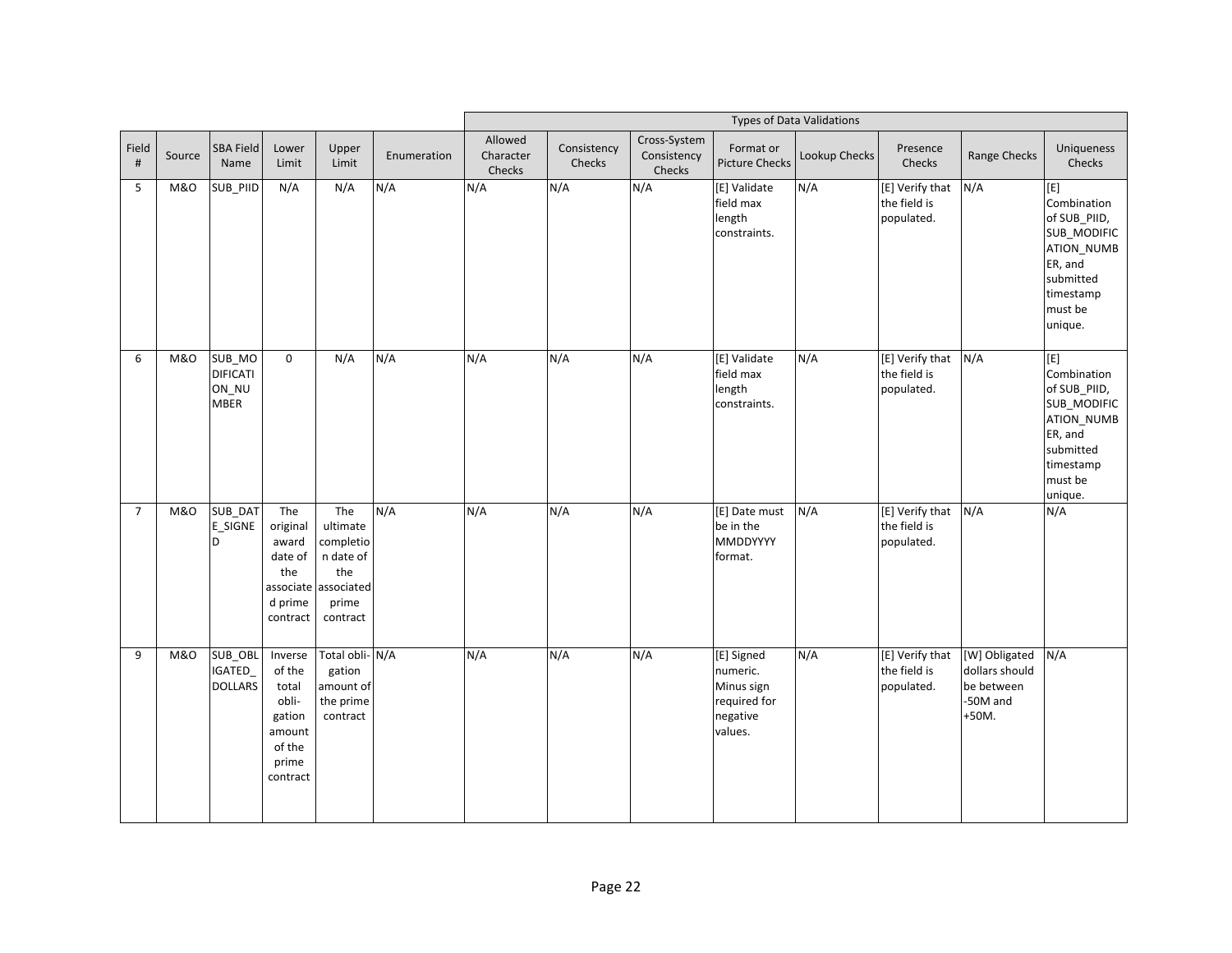| | | | | | | Types of Data Validations | | | | | | | | |
|---|---|---|---|---|---|---|---|---|---|---|---|---|---|---|
| Field # | Source | SBA Field Name | Lower Limit | Upper Limit | Enumeration | Allowed Character Checks | Consistency Checks | Cross-System Consistency Checks | Format or Picture Checks | Lookup Checks | Presence Checks | Range Checks | Uniqueness Checks |
| 5 | M&O | SUB_PIID | N/A | N/A | N/A | N/A | N/A | N/A | [E] Validate field max length constraints. | N/A | [E] Verify that the field is populated. | N/A | [E] Combination of SUB_PIID, SUB_MODIFICATION_NUMBER, and submitted timestamp must be unique. |
| 6 | M&O | SUB_MODIFICATION_NUMBER | 0 | N/A | N/A | N/A | N/A | N/A | [E] Validate field max length constraints. | N/A | [E] Verify that the field is populated. | N/A | [E] Combination of SUB_PIID, SUB_MODIFICATION_NUMBER, and submitted timestamp must be unique. |
| 7 | M&O | SUB_DATE_SIGNED | The original award date of the associated prime contract | The ultimate completion date of the associated prime contract | N/A | N/A | N/A | N/A | [E] Date must be in the MMDDYYYY format. | N/A | [E] Verify that the field is populated. | N/A | N/A |
| 9 | M&O | SUB_OBLIGATED_DOLLARS | Inverse of the total obligation amount of the prime contract | Total obligation amount of the prime contract | N/A | N/A | N/A | N/A | [E] Signed numeric. Minus sign required for negative values. | N/A | [E] Verify that the field is populated. | [W] Obligated dollars should be between -50M and +50M. | N/A |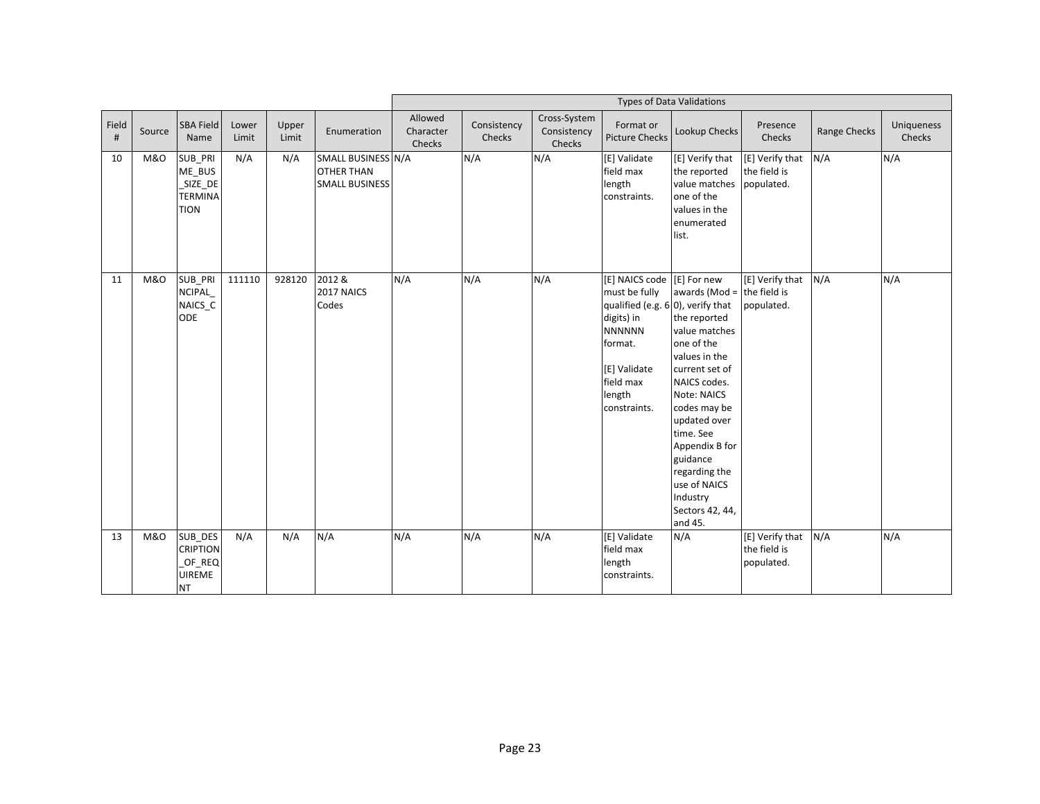| | | | | | | Types of Data Validations | | | | | | | | |
|---|---|---|---|---|---|---|---|---|---|---|---|---|---|---|
| Field # | Source | SBA Field Name | Lower Limit | Upper Limit | Enumeration | Allowed Character Checks | Consistency Checks | Cross-System Consistency Checks | Format or Picture Checks | Lookup Checks | Presence Checks | Range Checks | Uniqueness Checks |
| 10 | M&O | SUB_PRIME_BUS_SIZE_DETERMINATION | N/A | N/A | SMALL BUSINESS OTHER THAN SMALL BUSINESS | N/A | N/A | N/A | [E] Validate field max length constraints. | [E] Verify that the reported value matches one of the values in the enumerated list. | [E] Verify that the field is populated. | N/A | N/A |
| 11 | M&O | SUB_PRINCIPAL_NAICS_CODE | 111110 | 928120 | 2012 & 2017 NAICS Codes | N/A | N/A | N/A | [E] NAICS code must be fully qualified (e.g. 6 digits) in NNNNNN format. [E] Validate field max length constraints. | [E] For new awards (Mod = 0), verify that the reported value matches one of the values in the current set of NAICS codes. Note: NAICS codes may be updated over time. See Appendix B for guidance regarding the use of NAICS Industry Sectors 42, 44, and 45. | [E] Verify that the field is populated. | N/A | N/A |
| 13 | M&O | SUB_DESCRIPTION_OF_REQUIREMENT | N/A | N/A | N/A | N/A | N/A | N/A | [E] Validate field max length constraints. | N/A | [E] Verify that the field is populated. | N/A | N/A |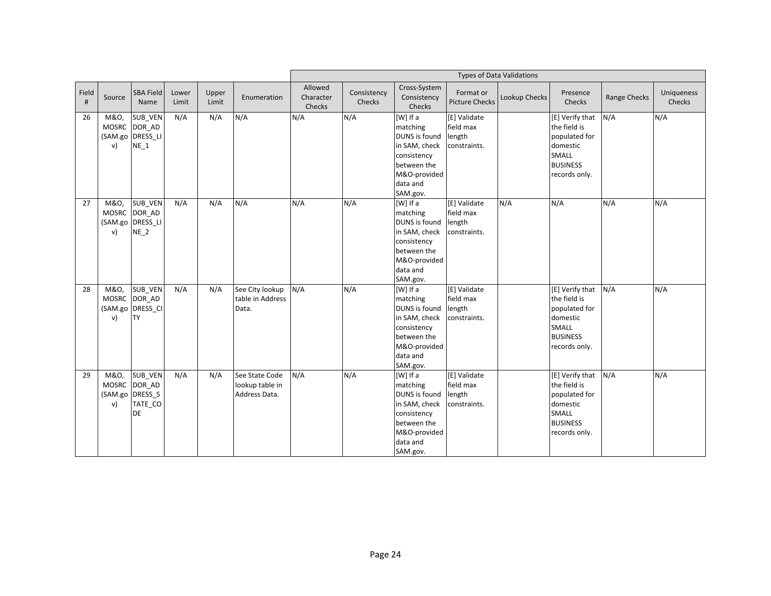| | | | | | | Types of Data Validations | | | | | | | | |
|---|---|---|---|---|---|---|---|---|---|---|---|---|---|---|
| Field # | Source | SBA Field Name | Lower Limit | Upper Limit | Enumeration | Allowed Character Checks | Consistency Checks | Cross-System Consistency Checks | Format or Picture Checks | Lookup Checks | Presence Checks | Range Checks | Uniqueness Checks |
| 26 | M&O, MOSRC (SAM.gov) | SUB_VENDOR_ADDRESS_LINE_1 | N/A | N/A | N/A | N/A | N/A | [W] If a matching DUNS is found in SAM, check consistency between the M&O-provided data and SAM.gov. | [E] Validate field max length constraints. | | [E] Verify that the field is populated for domestic SMALL BUSINESS records only. | N/A | N/A |
| 27 | M&O, MOSRC (SAM.gov) | SUB_VENDOR_ADDRESS_LINE_2 | N/A | N/A | N/A | N/A | N/A | [W] If a matching DUNS is found in SAM, check consistency between the M&O-provided data and SAM.gov. | [E] Validate field max length constraints. | N/A | N/A | N/A | N/A |
| 28 | M&O, MOSRC (SAM.gov) | SUB_VENDOR_ADDRESS_CITY | N/A | N/A | See City lookup table in Address Data. | N/A | N/A | [W] If a matching DUNS is found in SAM, check consistency between the M&O-provided data and SAM.gov. | [E] Validate field max length constraints. | | [E] Verify that the field is populated for domestic SMALL BUSINESS records only. | N/A | N/A |
| 29 | M&O, MOSRC (SAM.gov) | SUB_VENDOR_ADDRESS_STATE_CODE | N/A | N/A | See State Code lookup table in Address Data. | N/A | N/A | [W] If a matching DUNS is found in SAM, check consistency between the M&O-provided data and SAM.gov. | [E] Validate field max length constraints. | | [E] Verify that the field is populated for domestic SMALL BUSINESS records only. | N/A | N/A |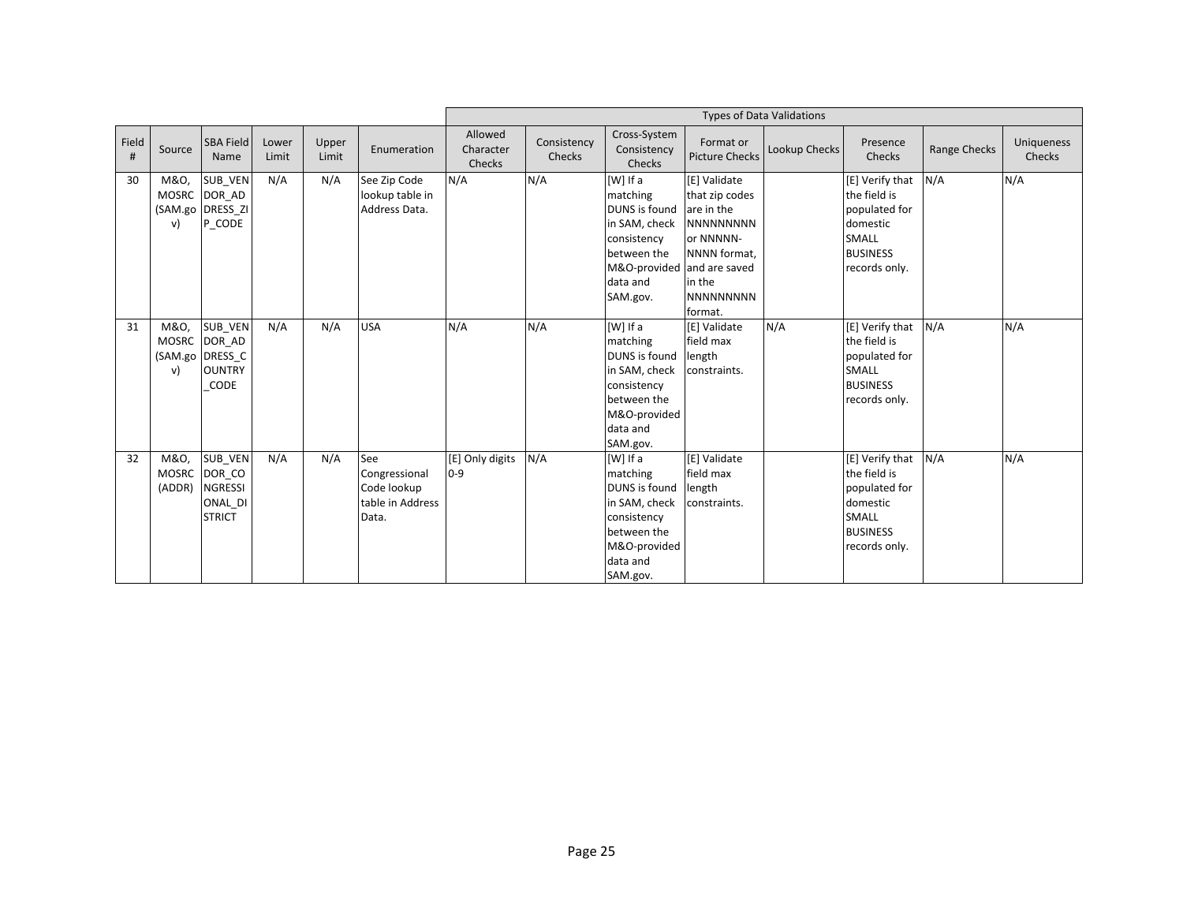| | | | | | | Types of Data Validations | | | | | | | | |
|---|---|---|---|---|---|---|---|---|---|---|---|---|---|---|
| Field # | Source | SBA Field Name | Lower Limit | Upper Limit | Enumeration | Allowed Character Checks | Consistency Checks | Cross-System Consistency Checks | Format or Picture Checks | Lookup Checks | Presence Checks | Range Checks | Uniqueness Checks |
| 30 | M&O, MOSRC (SAM.gov) | SUB_VENDOR_ADDRESS_ZIP_CODE | N/A | N/A | See Zip Code lookup table in Address Data. | N/A | N/A | [W] If a matching DUNS is found in SAM, check consistency between the M&O-provided data and SAM.gov. | [E] Validate that zip codes are in the NNNNNNNNN or NNNNN-NNNN format, and are saved in the NNNNNNNNN format. | | [E] Verify that the field is populated for domestic SMALL BUSINESS records only. | N/A | N/A |
| 31 | M&O, MOSRC (SAM.gov) | SUB_VENDOR_ADDRESS_COUNTRY_CODE | N/A | N/A | USA | N/A | N/A | [W] If a matching DUNS is found in SAM, check consistency between the M&O-provided data and SAM.gov. | [E] Validate field max length constraints. | N/A | [E] Verify that the field is populated for SMALL BUSINESS records only. | N/A | N/A |
| 32 | M&O, MOSRC (ADDR) | SUB_VENDOR_CONGRESSIONAL_DISTRICT | N/A | N/A | See Congressional Code lookup table in Address Data. | [E] Only digits 0-9 | N/A | [W] If a matching DUNS is found in SAM, check consistency between the M&O-provided data and SAM.gov. | [E] Validate field max length constraints. | | [E] Verify that the field is populated for domestic SMALL BUSINESS records only. | N/A | N/A |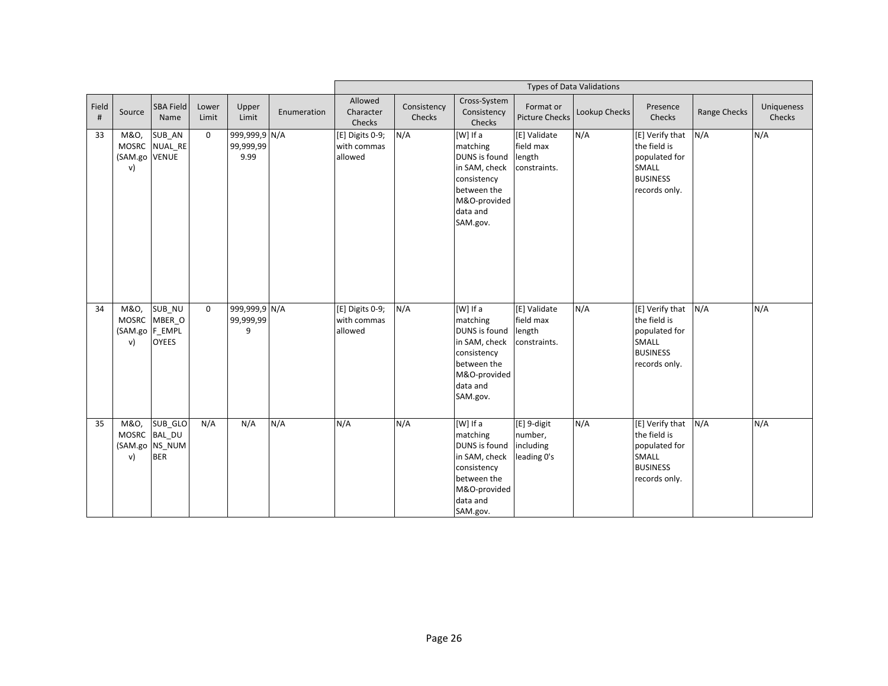| | | | | | | Types of Data Validations | | | | | | | | |
|---|---|---|---|---|---|---|---|---|---|---|---|---|---|---|
| Field # | Source | SBA Field Name | Lower Limit | Upper Limit | Enumeration | Allowed Character Checks | Consistency Checks | Cross-System Consistency Checks | Format or Picture Checks | Lookup Checks | Presence Checks | Range Checks | Uniqueness Checks |
| 33 | M&O, MOSRC (SAM.gov) | SUB_ANNUAL_REVENUE | 0 | 999,999,999,999.99 | N/A | [E] Digits 0-9; with commas allowed | N/A | [W] If a matching DUNS is found in SAM, check consistency between the M&O-provided data and SAM.gov. | [E] Validate field max length constraints. | N/A | [E] Verify that the field is populated for SMALL BUSINESS records only. | N/A | N/A |
| 34 | M&O, MOSRC (SAM.gov) | SUB_NUMBER_OF_EMPLOYEES | 0 | 999,999,999,999 | N/A | [E] Digits 0-9; with commas allowed | N/A | [W] If a matching DUNS is found in SAM, check consistency between the M&O-provided data and SAM.gov. | [E] Validate field max length constraints. | N/A | [E] Verify that the field is populated for SMALL BUSINESS records only. | N/A | N/A |
| 35 | M&O, MOSRC (SAM.gov) | SUB_GLOBAL_DUNS_NUMBER | N/A | N/A | N/A | N/A | N/A | [W] If a matching DUNS is found in SAM, check consistency between the M&O-provided data and SAM.gov. | [E] 9-digit number, including leading 0's | N/A | [E] Verify that the field is populated for SMALL BUSINESS records only. | N/A | N/A |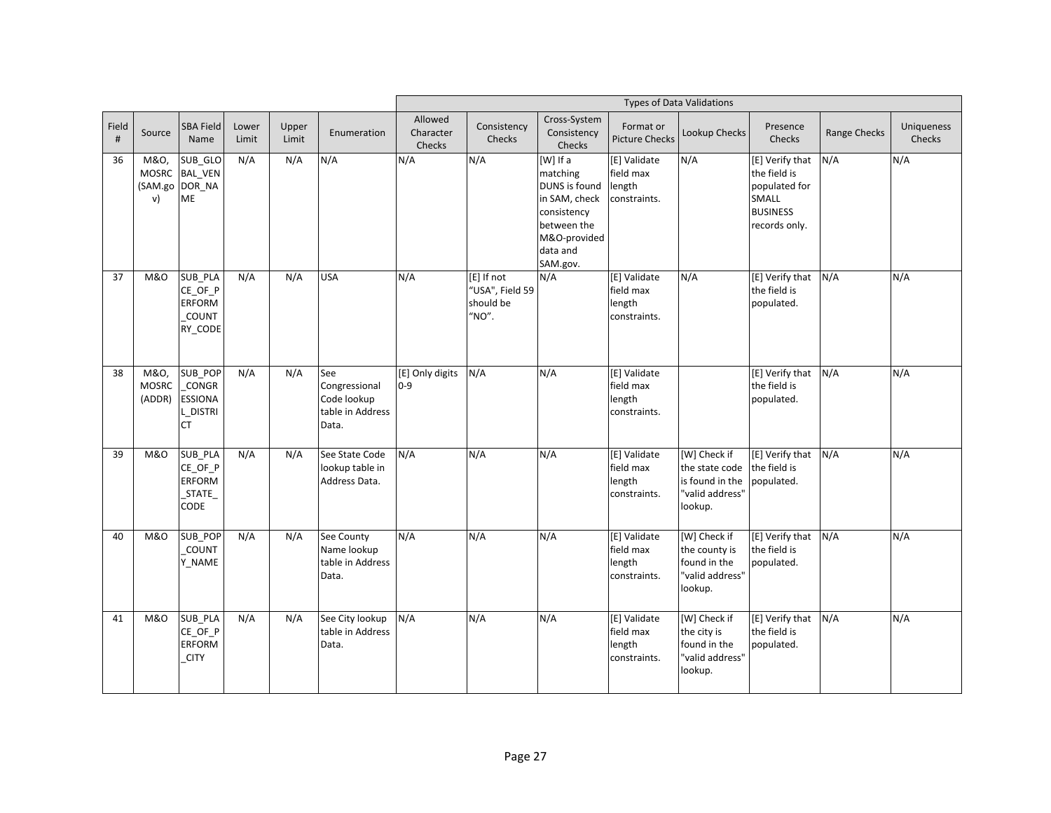| | | | | | | Types of Data Validations | | | | | | | | |
|---|---|---|---|---|---|---|---|---|---|---|---|---|---|---|
| Field # | Source | SBA Field Name | Lower Limit | Upper Limit | Enumeration | Allowed Character Checks | Consistency Checks | Cross-System Consistency Checks | Format or Picture Checks | Lookup Checks | Presence Checks | Range Checks | Uniqueness Checks |
| 36 | M&O, MOSRC (SAM.gov) | SUB_GLOBAL_VENDOR_NAME | N/A | N/A | N/A | N/A | N/A | [W] If a matching DUNS is found in SAM, check consistency between the M&O-provided data and SAM.gov. | [E] Validate field max length constraints. | N/A | [E] Verify that the field is populated for SMALL BUSINESS records only. | N/A | N/A |
| 37 | M&O | SUB_PLACE_OF_PERFORM_COUNTRY_CODE | N/A | N/A | USA | N/A | [E] If not "USA", Field 59 should be "NO". | N/A | [E] Validate field max length constraints. | N/A | [E] Verify that the field is populated. | N/A | N/A |
| 38 | M&O, MOSRC (ADDR) | SUB_POP_CONGRESSIONAL_DISTRICT | N/A | N/A | See Congressional Code lookup table in Address Data. | [E] Only digits 0-9 | N/A | N/A | [E] Validate field max length constraints. | | [E] Verify that the field is populated. | N/A | N/A |
| 39 | M&O | SUB_PLACE_OF_PERFORM_STATE_CODE | N/A | N/A | See State Code lookup table in Address Data. | N/A | N/A | N/A | [E] Validate field max length constraints. | [W] Check if the state code is found in the "valid address" lookup. | [E] Verify that the field is populated. | N/A | N/A |
| 40 | M&O | SUB_POP_COUNTY_NAME | N/A | N/A | See County Name lookup table in Address Data. | N/A | N/A | N/A | [E] Validate field max length constraints. | [W] Check if the county is found in the "valid address" lookup. | [E] Verify that the field is populated. | N/A | N/A |
| 41 | M&O | SUB_PLACE_OF_PERFORM_CITY | N/A | N/A | See City lookup table in Address Data. | N/A | N/A | N/A | [E] Validate field max length constraints. | [W] Check if the city is found in the "valid address" lookup. | [E] Verify that the field is populated. | N/A | N/A |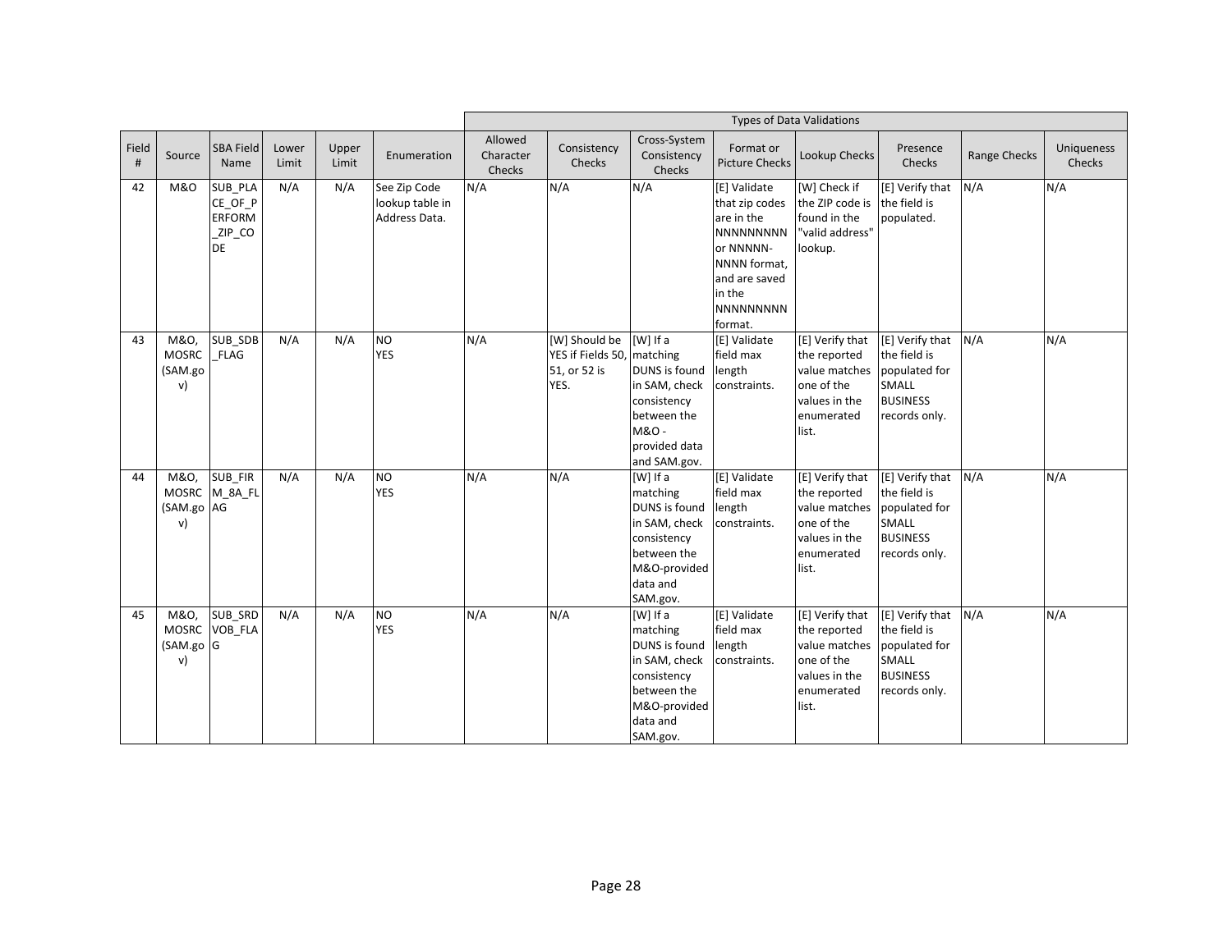| | | | | | | Types of Data Validations | | | | | | | | |
|---|---|---|---|---|---|---|---|---|---|---|---|---|---|---|
| Field # | Source | SBA Field Name | Lower Limit | Upper Limit | Enumeration | Allowed Character Checks | Consistency Checks | Cross-System Consistency Checks | Format or Picture Checks | Lookup Checks | Presence Checks | Range Checks | Uniqueness Checks |
| 42 | M&O | SUB_PLACE_OF_PERFORM_ZIP_CODE | N/A | N/A | See Zip Code lookup table in Address Data. | N/A | N/A | N/A | [E] Validate that zip codes are in the NNNNNNNNN or NNNNN-NNNN format, and are saved in the NNNNNNNNN format. | [W] Check if the ZIP code is found in the "valid address" lookup. | [E] Verify that the field is populated. | N/A | N/A |
| 43 | M&O, MOSRC (SAM.gov) | SUB_SDB_FLAG | N/A | N/A | NO<br>YES | N/A | [W] Should be YES if Fields 50, 51, or 52 is YES. | [W] If a matching DUNS is found in SAM, check consistency between the M&O - provided data and SAM.gov. | [E] Validate field max length constraints. | [E] Verify that the reported value matches one of the values in the enumerated list. | [E] Verify that the field is populated for SMALL BUSINESS records only. | N/A | N/A |
| 44 | M&O, MOSRC (SAM.gov) | SUB_FIRM_8A_FLAG | N/A | N/A | NO<br>YES | N/A | N/A | [W] If a matching DUNS is found in SAM, check consistency between the M&O-provided data and SAM.gov. | [E] Validate field max length constraints. | [E] Verify that the reported value matches one of the values in the enumerated list. | [E] Verify that the field is populated for SMALL BUSINESS records only. | N/A | N/A |
| 45 | M&O, MOSRC (SAM.gov) | SUB_SRDVOB_FLAG | N/A | N/A | NO<br>YES | N/A | N/A | [W] If a matching DUNS is found in SAM, check consistency between the M&O-provided data and SAM.gov. | [E] Validate field max length constraints. | [E] Verify that the reported value matches one of the values in the enumerated list. | [E] Verify that the field is populated for SMALL BUSINESS records only. | N/A | N/A |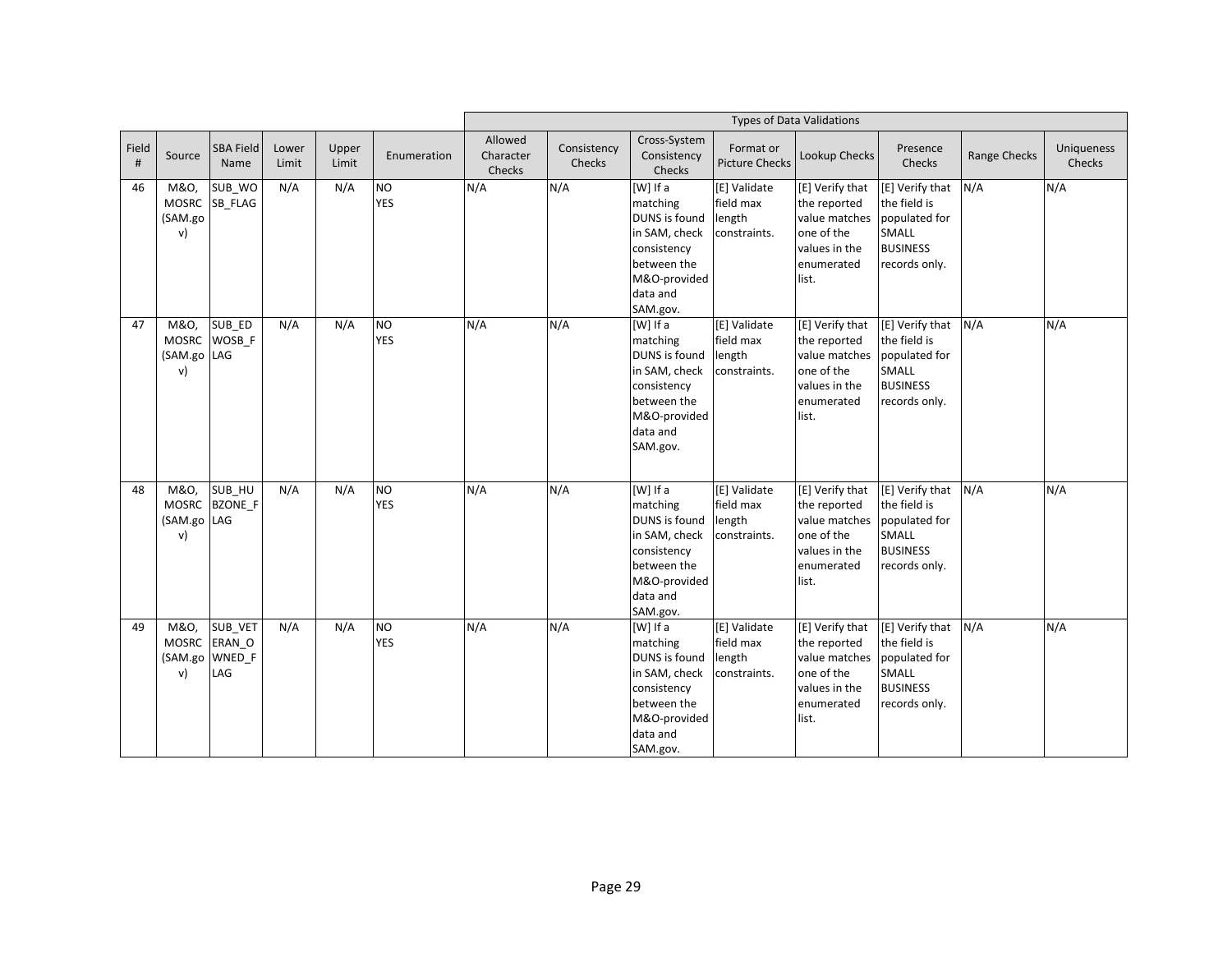| | | | | | | Types of Data Validations | | | | | | | | |
|---|---|---|---|---|---|---|---|---|---|---|---|---|---|---|
| Field # | Source | SBA Field Name | Lower Limit | Upper Limit | Enumeration | Allowed Character Checks | Consistency Checks | Cross-System Consistency Checks | Format or Picture Checks | Lookup Checks | Presence Checks | Range Checks | Uniqueness Checks |
| 46 | M&O, MOSRC (SAM.gov) | SUB_WOSB_FLAG | N/A | N/A | NO<br>YES | N/A | N/A | [W] If a matching DUNS is found in SAM, check consistency between the M&O-provided data and SAM.gov. | [E] Validate field max length constraints. | [E] Verify that the reported value matches one of the values in the enumerated list. | [E] Verify that the field is populated for SMALL BUSINESS records only. | N/A | N/A |
| 47 | M&O, MOSRC (SAM.gov) | SUB_EDWOSB_FLAG | N/A | N/A | NO<br>YES | N/A | N/A | [W] If a matching DUNS is found in SAM, check consistency between the M&O-provided data and SAM.gov. | [E] Validate field max length constraints. | [E] Verify that the reported value matches one of the values in the enumerated list. | [E] Verify that the field is populated for SMALL BUSINESS records only. | N/A | N/A |
| 48 | M&O, MOSRC (SAM.gov) | SUB_HUBZONE_FLAG | N/A | N/A | NO<br>YES | N/A | N/A | [W] If a matching DUNS is found in SAM, check consistency between the M&O-provided data and SAM.gov. | [E] Validate field max length constraints. | [E] Verify that the reported value matches one of the values in the enumerated list. | [E] Verify that the field is populated for SMALL BUSINESS records only. | N/A | N/A |
| 49 | M&O, MOSRC (SAM.gov) | SUB_VETERAN_OWNED_FLAG | N/A | N/A | NO<br>YES | N/A | N/A | [W] If a matching DUNS is found in SAM, check consistency between the M&O-provided data and SAM.gov. | [E] Validate field max length constraints. | [E] Verify that the reported value matches one of the values in the enumerated list. | [E] Verify that the field is populated for SMALL BUSINESS records only. | N/A | N/A |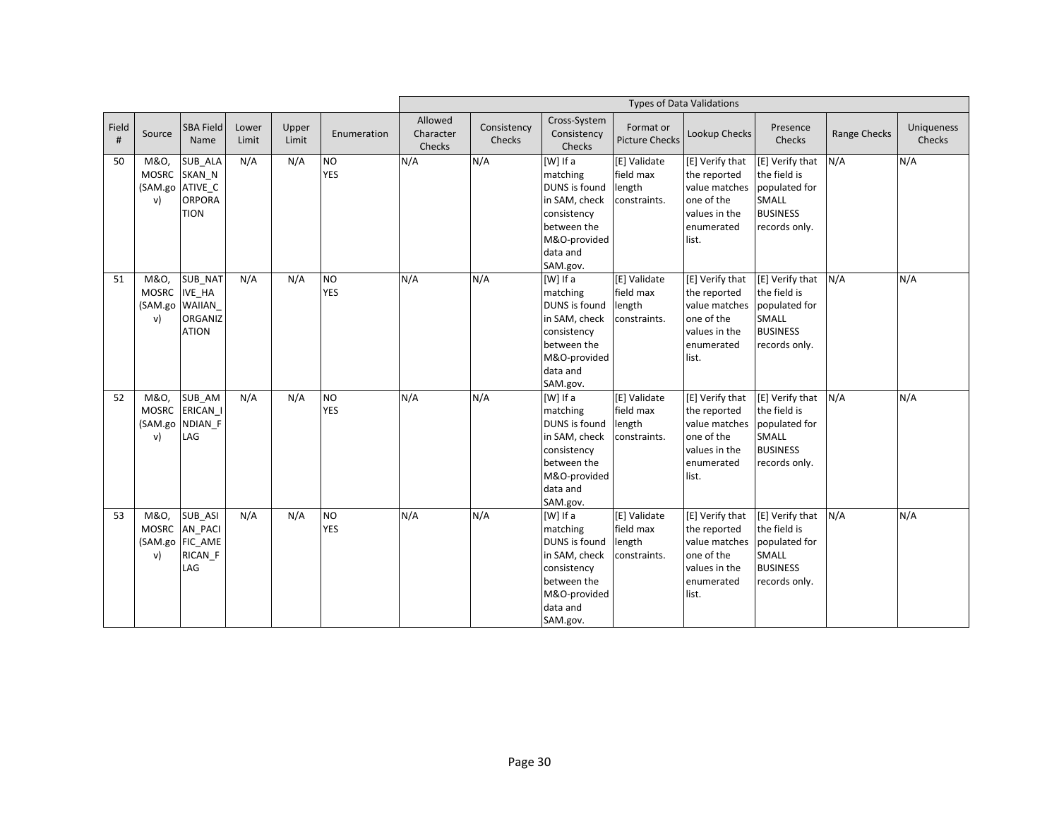| | | | | | | Types of Data Validations | | | | | | | |
|---|---|---|---|---|---|---|---|---|---|---|---|---|---|
| Field # | Source | SBA Field Name | Lower Limit | Upper Limit | Enumeration | Allowed Character Checks | Consistency Checks | Cross-System Consistency Checks | Format or Picture Checks | Lookup Checks | Presence Checks | Range Checks | Uniqueness Checks |
| 50 | M&O, MOSRC (SAM.gov) | SUB_ALASKAN_NATIVE_CORPORATION | N/A | N/A | NO<br>YES | N/A | N/A | [W] If a matching DUNS is found in SAM, check consistency between the M&O-provided data and SAM.gov. | [E] Validate field max length constraints. | [E] Verify that the reported value matches one of the values in the enumerated list. | [E] Verify that the field is populated for SMALL BUSINESS records only. | N/A | N/A |
| 51 | M&O, MOSRC (SAM.gov) | SUB_NATIVE_HAWAIIAN_ORGANIZATION | N/A | N/A | NO<br>YES | N/A | N/A | [W] If a matching DUNS is found in SAM, check consistency between the M&O-provided data and SAM.gov. | [E] Validate field max length constraints. | [E] Verify that the reported value matches one of the values in the enumerated list. | [E] Verify that the field is populated for SMALL BUSINESS records only. | N/A | N/A |
| 52 | M&O, MOSRC (SAM.gov) | SUB_AMERICAN_INDIAN_FLAG | N/A | N/A | NO<br>YES | N/A | N/A | [W] If a matching DUNS is found in SAM, check consistency between the M&O-provided data and SAM.gov. | [E] Validate field max length constraints. | [E] Verify that the reported value matches one of the values in the enumerated list. | [E] Verify that the field is populated for SMALL BUSINESS records only. | N/A | N/A |
| 53 | M&O, MOSRC (SAM.gov) | SUB_ASIAN_PACIFIC_AMERICAN_FLAG | N/A | N/A | NO<br>YES | N/A | N/A | [W] If a matching DUNS is found in SAM, check consistency between the M&O-provided data and SAM.gov. | [E] Validate field max length constraints. | [E] Verify that the reported value matches one of the values in the enumerated list. | [E] Verify that the field is populated for SMALL BUSINESS records only. | N/A | N/A |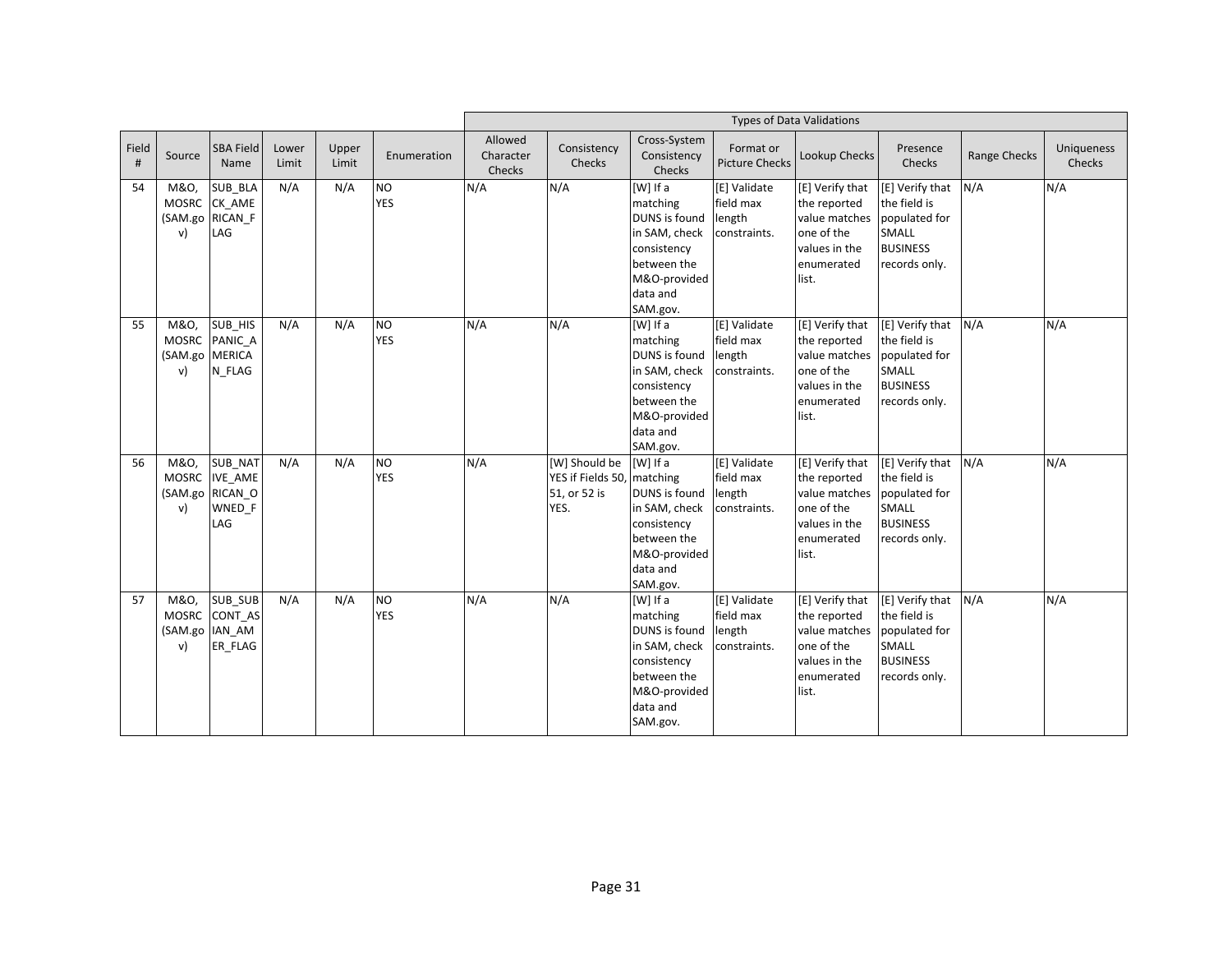| | | | | | | Types of Data Validations | | | | | | | | |
|---|---|---|---|---|---|---|---|---|---|---|---|---|---|---|
| Field # | Source | SBA Field Name | Lower Limit | Upper Limit | Enumeration | Allowed Character Checks | Consistency Checks | Cross-System Consistency Checks | Format or Picture Checks | Lookup Checks | Presence Checks | Range Checks | Uniqueness Checks |
| 54 | M&O, MOSRC (SAM.gov) | SUB_BLACK_AMERICAN_FLAG | N/A | N/A | NO<br>YES | N/A | N/A | [W] If a matching DUNS is found in SAM, check consistency between the M&O-provided data and SAM.gov. | [E] Validate field max length constraints. | [E] Verify that the reported value matches one of the values in the enumerated list. | [E] Verify that the field is populated for SMALL BUSINESS records only. | N/A | N/A |
| 55 | M&O, MOSRC (SAM.gov) | SUB_HISPANIC_AMERICAN_FLAG | N/A | N/A | NO<br>YES | N/A | N/A | [W] If a matching DUNS is found in SAM, check consistency between the M&O-provided data and SAM.gov. | [E] Validate field max length constraints. | [E] Verify that the reported value matches one of the values in the enumerated list. | [E] Verify that the field is populated for SMALL BUSINESS records only. | N/A | N/A |
| 56 | M&O, MOSRC (SAM.gov) | SUB_NATIVE_AMERICAN_OWNED_FLAG | N/A | N/A | NO<br>YES | N/A | [W] Should be YES if Fields 50, 51, or 52 is YES. | [W] If a matching DUNS is found in SAM, check consistency between the M&O-provided data and SAM.gov. | [E] Validate field max length constraints. | [E] Verify that the reported value matches one of the values in the enumerated list. | [E] Verify that the field is populated for SMALL BUSINESS records only. | N/A | N/A |
| 57 | M&O, MOSRC (SAM.gov) | SUB_SUBCONT_ASIAN_AMER_FLAG | N/A | N/A | NO<br>YES | N/A | N/A | [W] If a matching DUNS is found in SAM, check consistency between the M&O-provided data and SAM.gov. | [E] Validate field max length constraints. | [E] Verify that the reported value matches one of the values in the enumerated list. | [E] Verify that the field is populated for SMALL BUSINESS records only. | N/A | N/A |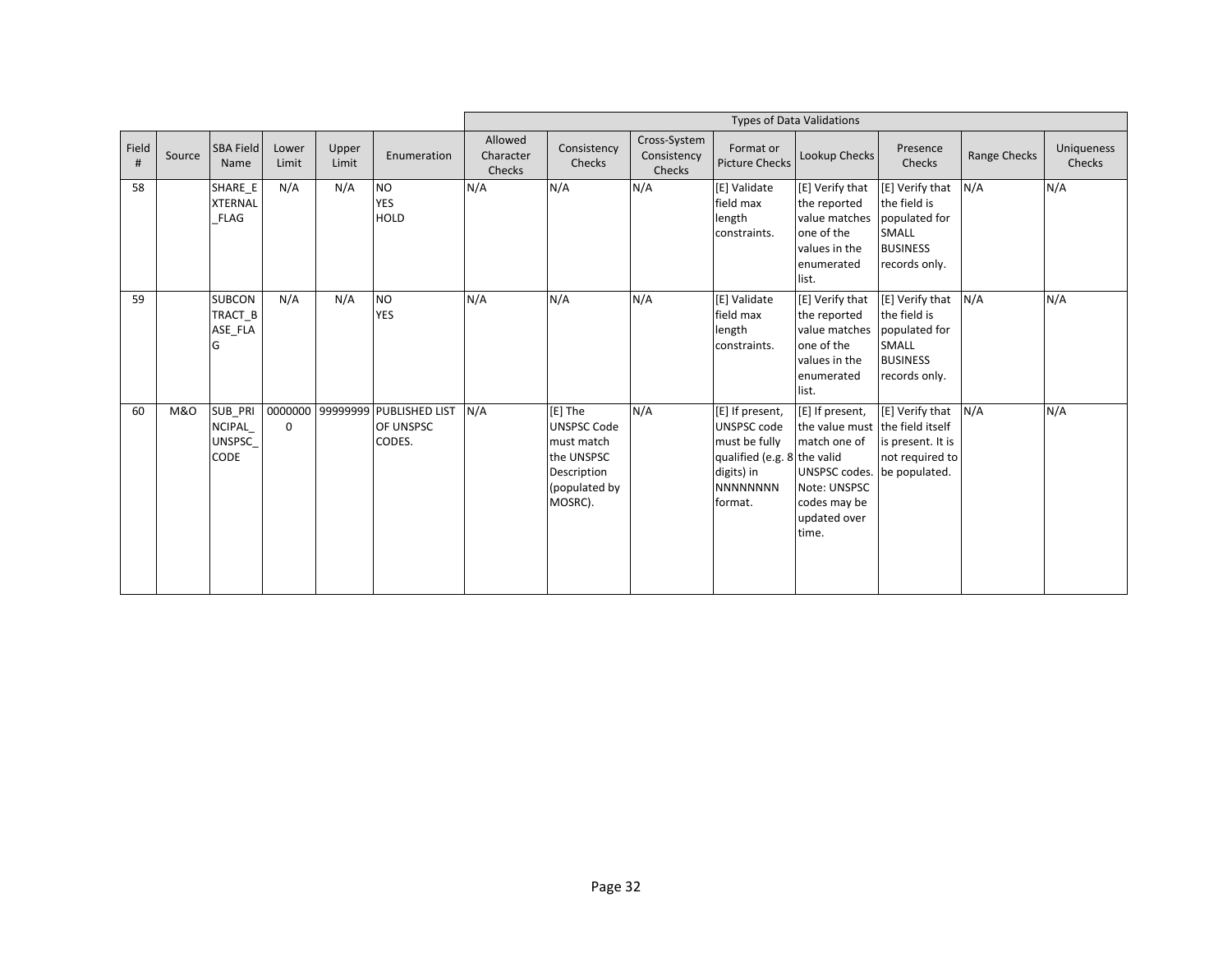| | | | | | | Types of Data Validations | | | | | | | |
|---|---|---|---|---|---|---|---|---|---|---|---|---|---|
| Field # | Source | SBA Field Name | Lower Limit | Upper Limit | Enumeration | Allowed Character Checks | Consistency Checks | Cross-System Consistency Checks | Format or Picture Checks | Lookup Checks | Presence Checks | Range Checks | Uniqueness Checks |
| 58 | | SHARE_EXTERNAL_FLAG | N/A | N/A | NO<br>YES<br>HOLD | N/A | N/A | N/A | [E] Validate field max length constraints. | [E] Verify that the reported value matches one of the values in the enumerated list. | [E] Verify that the field is populated for SMALL BUSINESS records only. | N/A | N/A |
| 59 | | SUBCONTRACT_BASE_FLAG | N/A | N/A | NO<br>YES | N/A | N/A | N/A | [E] Validate field max length constraints. | [E] Verify that the reported value matches one of the values in the enumerated list. | [E] Verify that the field is populated for SMALL BUSINESS records only. | N/A | N/A |
| 60 | M&O | SUB_PRINCIPAL_UNSPSC_CODE | 00000000 | 99999999 | PUBLISHED LIST OF UNSPSC CODES. | N/A | [E] The UNSPSC Code must match the UNSPSC Description (populated by MOSRC). | N/A | [E] If present, UNSPSC code must be fully qualified (e.g. 8 digits) in NNNNNNNN format. | [E] If present, the value must match one of the valid UNSPSC codes. Note: UNSPSC codes may be updated over time. | [E] Verify that the field itself is present. It is not required to be populated. | N/A | N/A |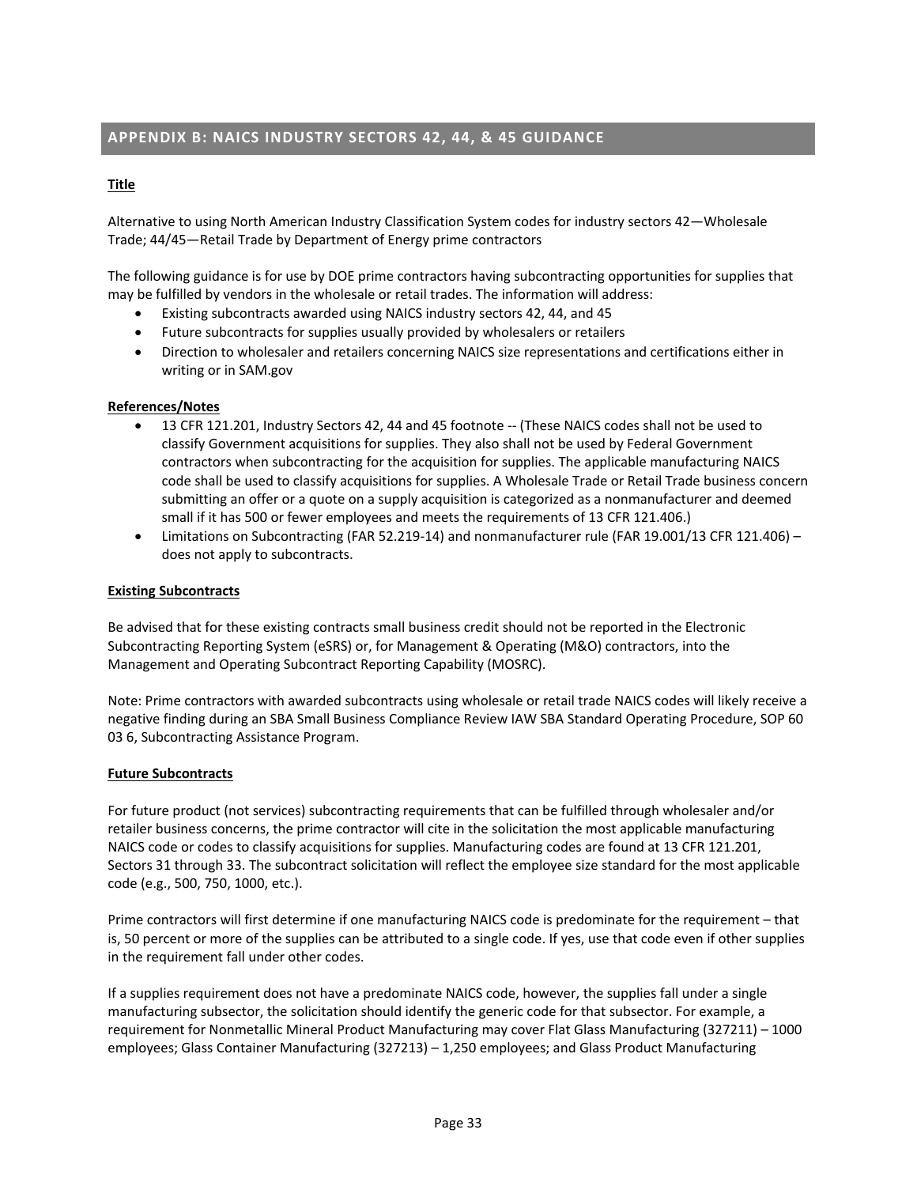## APPENDIX B: NAICS INDUSTRY SECTORS 42, 44, & 45 GUIDANCE

**Title**

Alternative to using North American Industry Classification System codes for industry sectors 42—Wholesale Trade; 44/45—Retail Trade by Department of Energy prime contractors

The following guidance is for use by DOE prime contractors having subcontracting opportunities for supplies that may be fulfilled by vendors in the wholesale or retail trades. The information will address:

- Existing subcontracts awarded using NAICS industry sectors 42, 44, and 45
- Future subcontracts for supplies usually provided by wholesalers or retailers
- Direction to wholesaler and retailers concerning NAICS size representations and certifications either in writing or in SAM.gov

**References/Notes**

- 13 CFR 121.201, Industry Sectors 42, 44 and 45 footnote -- (These NAICS codes shall not be used to classify Government acquisitions for supplies. They also shall not be used by Federal Government contractors when subcontracting for the acquisition for supplies. The applicable manufacturing NAICS code shall be used to classify acquisitions for supplies. A Wholesale Trade or Retail Trade business concern submitting an offer or a quote on a supply acquisition is categorized as a nonmanufacturer and deemed small if it has 500 or fewer employees and meets the requirements of 13 CFR 121.406.)
- Limitations on Subcontracting (FAR 52.219-14) and nonmanufacturer rule (FAR 19.001/13 CFR 121.406) – does not apply to subcontracts.

**Existing Subcontracts**

Be advised that for these existing contracts small business credit should not be reported in the Electronic Subcontracting Reporting System (eSRS) or, for Management & Operating (M&O) contractors, into the Management and Operating Subcontract Reporting Capability (MOSRC).

Note: Prime contractors with awarded subcontracts using wholesale or retail trade NAICS codes will likely receive a negative finding during an SBA Small Business Compliance Review IAW SBA Standard Operating Procedure, SOP 60 03 6, Subcontracting Assistance Program.

**Future Subcontracts**

For future product (not services) subcontracting requirements that can be fulfilled through wholesaler and/or retailer business concerns, the prime contractor will cite in the solicitation the most applicable manufacturing NAICS code or codes to classify acquisitions for supplies. Manufacturing codes are found at 13 CFR 121.201, Sectors 31 through 33. The subcontract solicitation will reflect the employee size standard for the most applicable code (e.g., 500, 750, 1000, etc.).

Prime contractors will first determine if one manufacturing NAICS code is predominate for the requirement – that is, 50 percent or more of the supplies can be attributed to a single code. If yes, use that code even if other supplies in the requirement fall under other codes.

If a supplies requirement does not have a predominate NAICS code, however, the supplies fall under a single manufacturing subsector, the solicitation should identify the generic code for that subsector. For example, a requirement for Nonmetallic Mineral Product Manufacturing may cover Flat Glass Manufacturing (327211) – 1000 employees; Glass Container Manufacturing (327213) – 1,250 employees; and Glass Product Manufacturing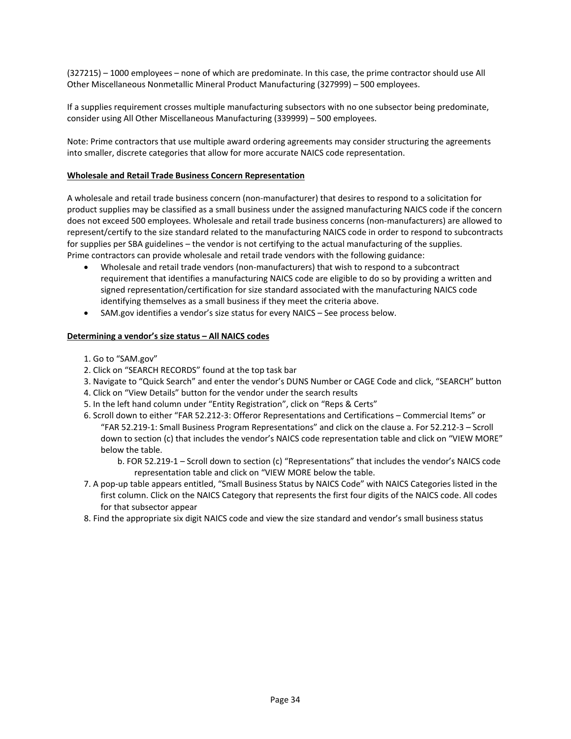(327215) – 1000 employees – none of which are predominate. In this case, the prime contractor should use All Other Miscellaneous Nonmetallic Mineral Product Manufacturing (327999) – 500 employees.

If a supplies requirement crosses multiple manufacturing subsectors with no one subsector being predominate, consider using All Other Miscellaneous Manufacturing (339999) – 500 employees.

Note: Prime contractors that use multiple award ordering agreements may consider structuring the agreements into smaller, discrete categories that allow for more accurate NAICS code representation.

**Wholesale and Retail Trade Business Concern Representation**

A wholesale and retail trade business concern (non-manufacturer) that desires to respond to a solicitation for product supplies may be classified as a small business under the assigned manufacturing NAICS code if the concern does not exceed 500 employees. Wholesale and retail trade business concerns (non-manufacturers) are allowed to represent/certify to the size standard related to the manufacturing NAICS code in order to respond to subcontracts for supplies per SBA guidelines – the vendor is not certifying to the actual manufacturing of the supplies.
Prime contractors can provide wholesale and retail trade vendors with the following guidance:

- Wholesale and retail trade vendors (non-manufacturers) that wish to respond to a subcontract requirement that identifies a manufacturing NAICS code are eligible to do so by providing a written and signed representation/certification for size standard associated with the manufacturing NAICS code identifying themselves as a small business if they meet the criteria above.
- SAM.gov identifies a vendor's size status for every NAICS – See process below.

**Determining a vendor's size status – All NAICS codes**

1. Go to "SAM.gov"
2. Click on "SEARCH RECORDS" found at the top task bar
3. Navigate to "Quick Search" and enter the vendor's DUNS Number or CAGE Code and click, "SEARCH" button
4. Click on "View Details" button for the vendor under the search results
5. In the left hand column under "Entity Registration", click on "Reps & Certs"
6. Scroll down to either "FAR 52.212-3: Offeror Representations and Certifications – Commercial Items" or "FAR 52.219-1: Small Business Program Representations" and click on the clause a. For 52.212-3 – Scroll down to section (c) that includes the vendor's NAICS code representation table and click on "VIEW MORE" below the table.
   b. FOR 52.219-1 – Scroll down to section (c) "Representations" that includes the vendor's NAICS code representation table and click on "VIEW MORE below the table.
7. A pop-up table appears entitled, "Small Business Status by NAICS Code" with NAICS Categories listed in the first column. Click on the NAICS Category that represents the first four digits of the NAICS code. All codes for that subsector appear
8. Find the appropriate six digit NAICS code and view the size standard and vendor's small business status